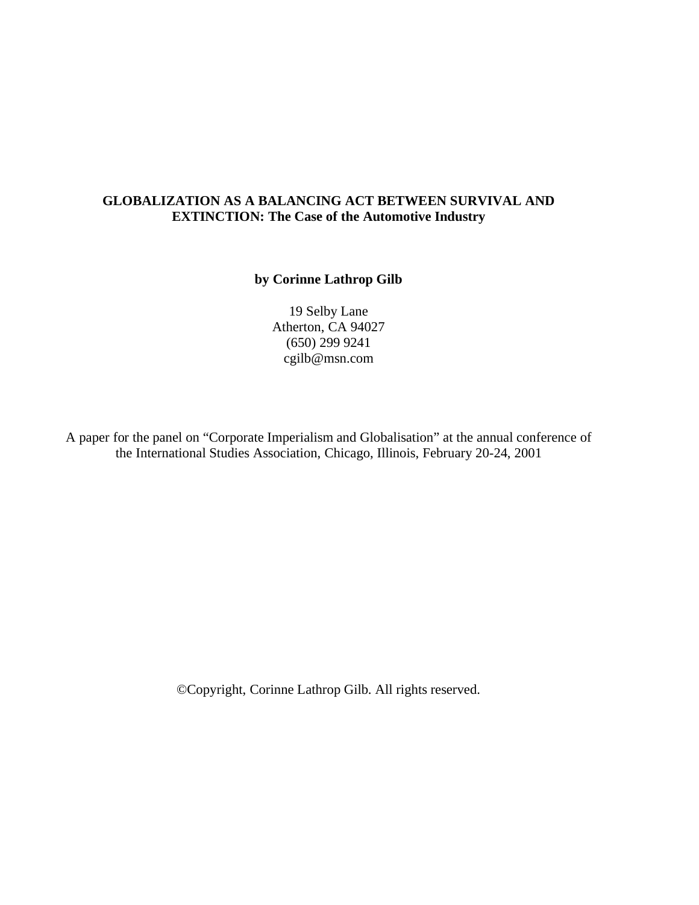# GLOBALIZATION AS A BALANCING ACT BETWEEN SURVIVAL AND EXTINCTION: The Case of the Automotive Industry

**by Corinne Lathrop Gilb**

19 Selby Lane
Atherton, CA 94027
(650) 299 9241
cgilb@msn.com

A paper for the panel on "Corporate Imperialism and Globalisation" at the annual conference of the International Studies Association, Chicago, Illinois, February 20-24, 2001

©Copyright, Corinne Lathrop Gilb. All rights reserved.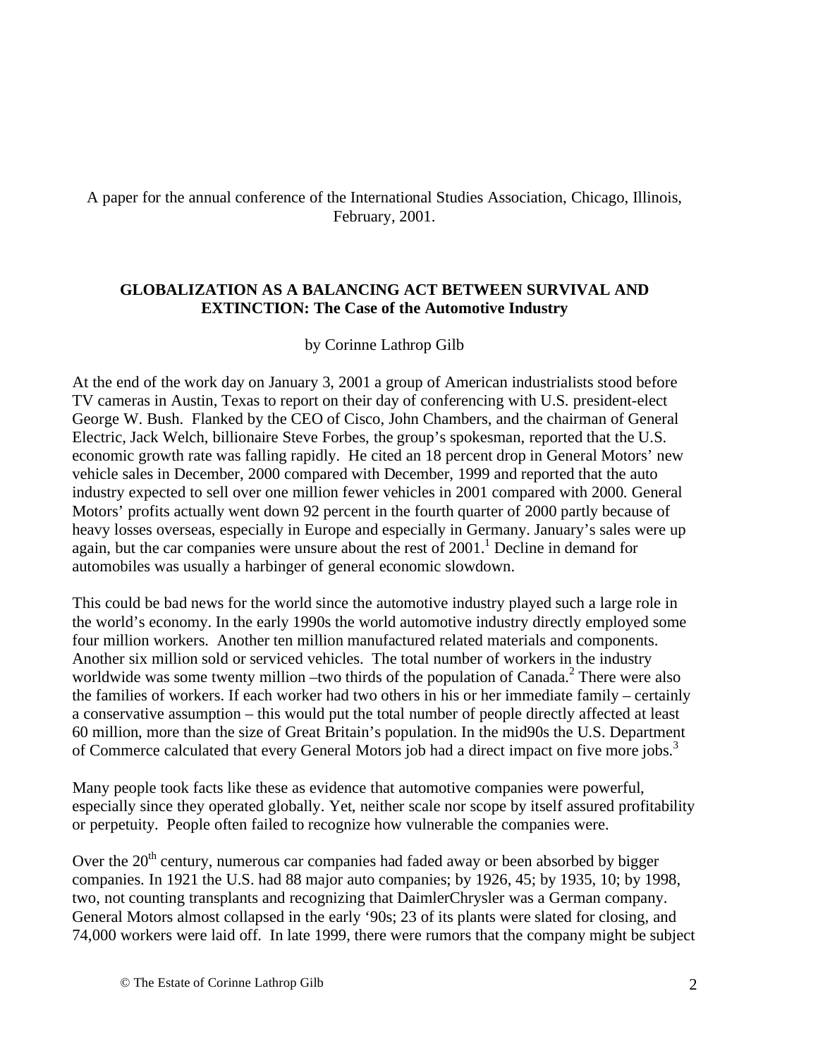A paper for the annual conference of the International Studies Association, Chicago, Illinois, February, 2001.

**GLOBALIZATION AS A BALANCING ACT BETWEEN SURVIVAL AND EXTINCTION: The Case of the Automotive Industry**

by Corinne Lathrop Gilb

At the end of the work day on January 3, 2001 a group of American industrialists stood before TV cameras in Austin, Texas to report on their day of conferencing with U.S. president-elect George W. Bush. Flanked by the CEO of Cisco, John Chambers, and the chairman of General Electric, Jack Welch, billionaire Steve Forbes, the group's spokesman, reported that the U.S. economic growth rate was falling rapidly. He cited an 18 percent drop in General Motors' new vehicle sales in December, 2000 compared with December, 1999 and reported that the auto industry expected to sell over one million fewer vehicles in 2001 compared with 2000. General Motors' profits actually went down 92 percent in the fourth quarter of 2000 partly because of heavy losses overseas, especially in Europe and especially in Germany. January's sales were up again, but the car companies were unsure about the rest of 2001.[1] Decline in demand for automobiles was usually a harbinger of general economic slowdown.

This could be bad news for the world since the automotive industry played such a large role in the world's economy. In the early 1990s the world automotive industry directly employed some four million workers. Another ten million manufactured related materials and components. Another six million sold or serviced vehicles. The total number of workers in the industry worldwide was some twenty million –two thirds of the population of Canada.[2] There were also the families of workers. If each worker had two others in his or her immediate family – certainly a conservative assumption – this would put the total number of people directly affected at least 60 million, more than the size of Great Britain's population. In the mid90s the U.S. Department of Commerce calculated that every General Motors job had a direct impact on five more jobs.[3]

Many people took facts like these as evidence that automotive companies were powerful, especially since they operated globally. Yet, neither scale nor scope by itself assured profitability or perpetuity. People often failed to recognize how vulnerable the companies were.

Over the 20th century, numerous car companies had faded away or been absorbed by bigger companies. In 1921 the U.S. had 88 major auto companies; by 1926, 45; by 1935, 10; by 1998, two, not counting transplants and recognizing that DaimlerChrysler was a German company. General Motors almost collapsed in the early '90s; 23 of its plants were slated for closing, and 74,000 workers were laid off. In late 1999, there were rumors that the company might be subject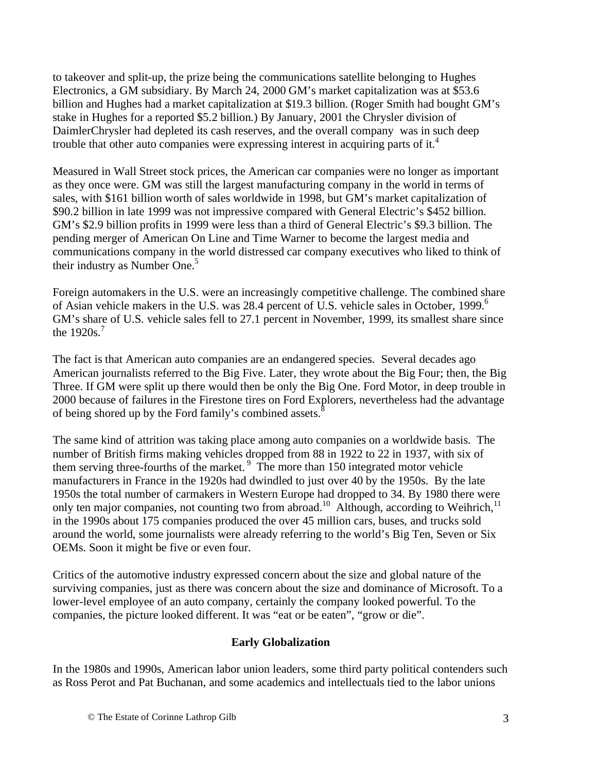to takeover and split-up, the prize being the communications satellite belonging to Hughes Electronics, a GM subsidiary. By March 24, 2000 GM's market capitalization was at $53.6 billion and Hughes had a market capitalization at $19.3 billion. (Roger Smith had bought GM's stake in Hughes for a reported $5.2 billion.) By January, 2001 the Chrysler division of DaimlerChrysler had depleted its cash reserves, and the overall company was in such deep trouble that other auto companies were expressing interest in acquiring parts of it.[4]

Measured in Wall Street stock prices, the American car companies were no longer as important as they once were. GM was still the largest manufacturing company in the world in terms of sales, with $161 billion worth of sales worldwide in 1998, but GM's market capitalization of $90.2 billion in late 1999 was not impressive compared with General Electric's $452 billion. GM's $2.9 billion profits in 1999 were less than a third of General Electric's $9.3 billion. The pending merger of American On Line and Time Warner to become the largest media and communications company in the world distressed car company executives who liked to think of their industry as Number One.[5]

Foreign automakers in the U.S. were an increasingly competitive challenge. The combined share of Asian vehicle makers in the U.S. was 28.4 percent of U.S. vehicle sales in October, 1999.[6] GM's share of U.S. vehicle sales fell to 27.1 percent in November, 1999, its smallest share since the 1920s.[7]

The fact is that American auto companies are an endangered species. Several decades ago American journalists referred to the Big Five. Later, they wrote about the Big Four; then, the Big Three. If GM were split up there would then be only the Big One. Ford Motor, in deep trouble in 2000 because of failures in the Firestone tires on Ford Explorers, nevertheless had the advantage of being shored up by the Ford family's combined assets.[8]

The same kind of attrition was taking place among auto companies on a worldwide basis. The number of British firms making vehicles dropped from 88 in 1922 to 22 in 1937, with six of them serving three-fourths of the market.[9] The more than 150 integrated motor vehicle manufacturers in France in the 1920s had dwindled to just over 40 by the 1950s. By the late 1950s the total number of carmakers in Western Europe had dropped to 34. By 1980 there were only ten major companies, not counting two from abroad.[10] Although, according to Weihrich,[11] in the 1990s about 175 companies produced the over 45 million cars, buses, and trucks sold around the world, some journalists were already referring to the world's Big Ten, Seven or Six OEMs. Soon it might be five or even four.

Critics of the automotive industry expressed concern about the size and global nature of the surviving companies, just as there was concern about the size and dominance of Microsoft. To a lower-level employee of an auto company, certainly the company looked powerful. To the companies, the picture looked different. It was "eat or be eaten", "grow or die".

## Early Globalization

In the 1980s and 1990s, American labor union leaders, some third party political contenders such as Ross Perot and Pat Buchanan, and some academics and intellectuals tied to the labor unions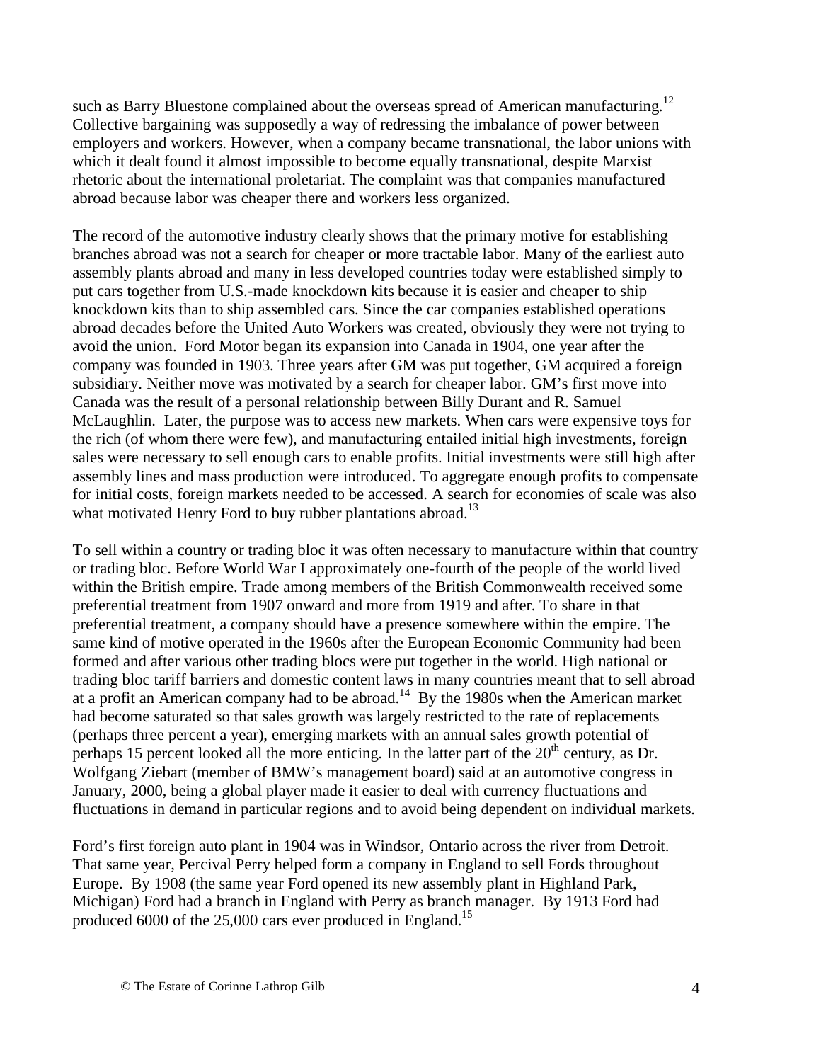such as Barry Bluestone complained about the overseas spread of American manufacturing.[12] Collective bargaining was supposedly a way of redressing the imbalance of power between employers and workers. However, when a company became transnational, the labor unions with which it dealt found it almost impossible to become equally transnational, despite Marxist rhetoric about the international proletariat. The complaint was that companies manufactured abroad because labor was cheaper there and workers less organized.

The record of the automotive industry clearly shows that the primary motive for establishing branches abroad was not a search for cheaper or more tractable labor. Many of the earliest auto assembly plants abroad and many in less developed countries today were established simply to put cars together from U.S.-made knockdown kits because it is easier and cheaper to ship knockdown kits than to ship assembled cars. Since the car companies established operations abroad decades before the United Auto Workers was created, obviously they were not trying to avoid the union. Ford Motor began its expansion into Canada in 1904, one year after the company was founded in 1903. Three years after GM was put together, GM acquired a foreign subsidiary. Neither move was motivated by a search for cheaper labor. GM's first move into Canada was the result of a personal relationship between Billy Durant and R. Samuel McLaughlin. Later, the purpose was to access new markets. When cars were expensive toys for the rich (of whom there were few), and manufacturing entailed initial high investments, foreign sales were necessary to sell enough cars to enable profits. Initial investments were still high after assembly lines and mass production were introduced. To aggregate enough profits to compensate for initial costs, foreign markets needed to be accessed. A search for economies of scale was also what motivated Henry Ford to buy rubber plantations abroad.[13]

To sell within a country or trading bloc it was often necessary to manufacture within that country or trading bloc. Before World War I approximately one-fourth of the people of the world lived within the British empire. Trade among members of the British Commonwealth received some preferential treatment from 1907 onward and more from 1919 and after. To share in that preferential treatment, a company should have a presence somewhere within the empire. The same kind of motive operated in the 1960s after the European Economic Community had been formed and after various other trading blocs were put together in the world. High national or trading bloc tariff barriers and domestic content laws in many countries meant that to sell abroad at a profit an American company had to be abroad.[14] By the 1980s when the American market had become saturated so that sales growth was largely restricted to the rate of replacements (perhaps three percent a year), emerging markets with an annual sales growth potential of perhaps 15 percent looked all the more enticing. In the latter part of the 20th century, as Dr. Wolfgang Ziebart (member of BMW's management board) said at an automotive congress in January, 2000, being a global player made it easier to deal with currency fluctuations and fluctuations in demand in particular regions and to avoid being dependent on individual markets.

Ford's first foreign auto plant in 1904 was in Windsor, Ontario across the river from Detroit. That same year, Percival Perry helped form a company in England to sell Fords throughout Europe. By 1908 (the same year Ford opened its new assembly plant in Highland Park, Michigan) Ford had a branch in England with Perry as branch manager. By 1913 Ford had produced 6000 of the 25,000 cars ever produced in England.[15]

© The Estate of Corinne Lathrop Gilb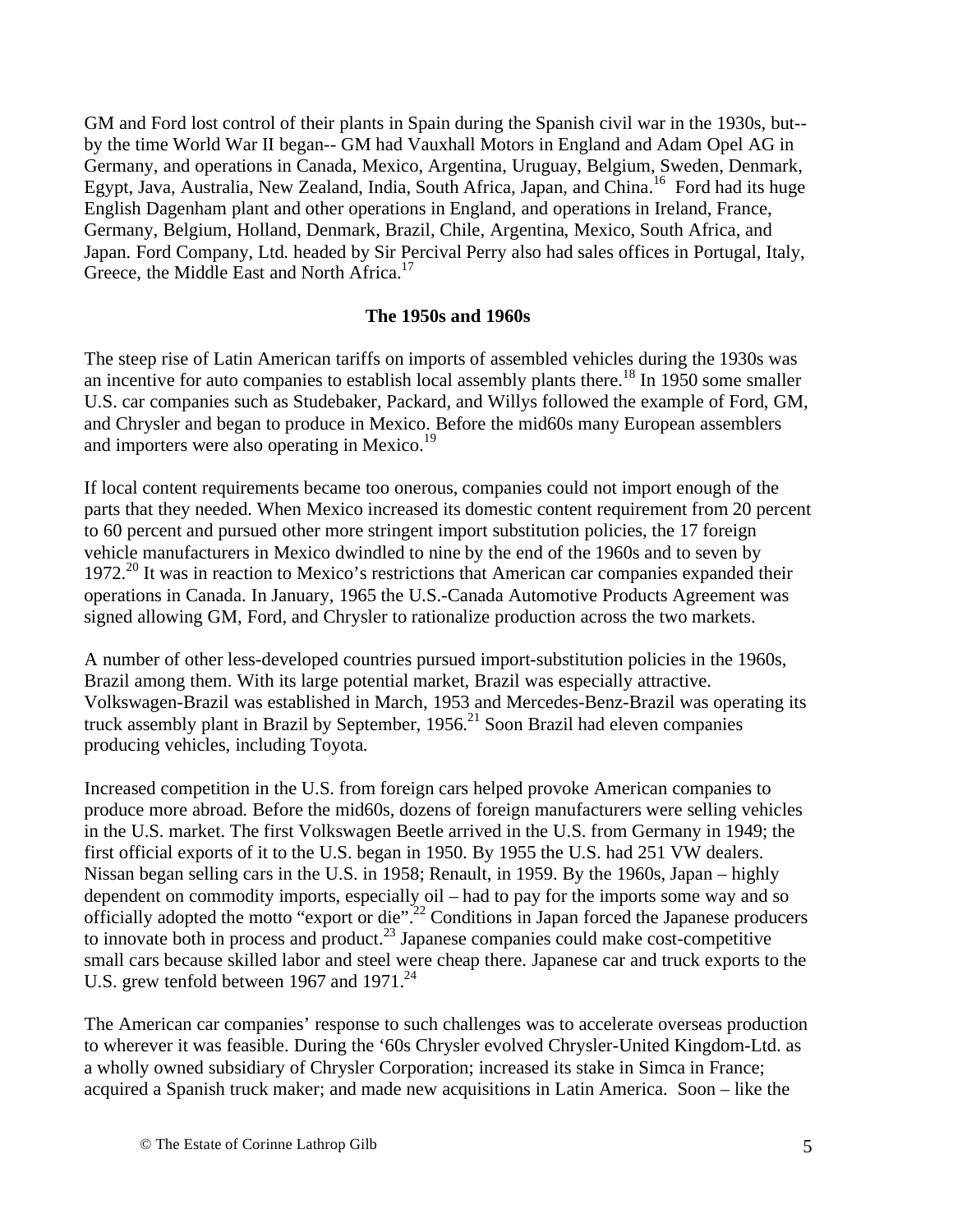GM and Ford lost control of their plants in Spain during the Spanish civil war in the 1930s, but--by the time World War II began-- GM had Vauxhall Motors in England and Adam Opel AG in Germany, and operations in Canada, Mexico, Argentina, Uruguay, Belgium, Sweden, Denmark, Egypt, Java, Australia, New Zealand, India, South Africa, Japan, and China.[16] Ford had its huge English Dagenham plant and other operations in England, and operations in Ireland, France, Germany, Belgium, Holland, Denmark, Brazil, Chile, Argentina, Mexico, South Africa, and Japan. Ford Company, Ltd. headed by Sir Percival Perry also had sales offices in Portugal, Italy, Greece, the Middle East and North Africa.[17]

## The 1950s and 1960s

The steep rise of Latin American tariffs on imports of assembled vehicles during the 1930s was an incentive for auto companies to establish local assembly plants there.[18] In 1950 some smaller U.S. car companies such as Studebaker, Packard, and Willys followed the example of Ford, GM, and Chrysler and began to produce in Mexico. Before the mid60s many European assemblers and importers were also operating in Mexico.[19]

If local content requirements became too onerous, companies could not import enough of the parts that they needed. When Mexico increased its domestic content requirement from 20 percent to 60 percent and pursued other more stringent import substitution policies, the 17 foreign vehicle manufacturers in Mexico dwindled to nine by the end of the 1960s and to seven by 1972.[20] It was in reaction to Mexico's restrictions that American car companies expanded their operations in Canada. In January, 1965 the U.S.-Canada Automotive Products Agreement was signed allowing GM, Ford, and Chrysler to rationalize production across the two markets.

A number of other less-developed countries pursued import-substitution policies in the 1960s, Brazil among them. With its large potential market, Brazil was especially attractive. Volkswagen-Brazil was established in March, 1953 and Mercedes-Benz-Brazil was operating its truck assembly plant in Brazil by September, 1956.[21] Soon Brazil had eleven companies producing vehicles, including Toyota.

Increased competition in the U.S. from foreign cars helped provoke American companies to produce more abroad. Before the mid60s, dozens of foreign manufacturers were selling vehicles in the U.S. market. The first Volkswagen Beetle arrived in the U.S. from Germany in 1949; the first official exports of it to the U.S. began in 1950. By 1955 the U.S. had 251 VW dealers. Nissan began selling cars in the U.S. in 1958; Renault, in 1959. By the 1960s, Japan – highly dependent on commodity imports, especially oil – had to pay for the imports some way and so officially adopted the motto "export or die".[22] Conditions in Japan forced the Japanese producers to innovate both in process and product.[23] Japanese companies could make cost-competitive small cars because skilled labor and steel were cheap there. Japanese car and truck exports to the U.S. grew tenfold between 1967 and 1971.[24]

The American car companies' response to such challenges was to accelerate overseas production to wherever it was feasible. During the '60s Chrysler evolved Chrysler-United Kingdom-Ltd. as a wholly owned subsidiary of Chrysler Corporation; increased its stake in Simca in France; acquired a Spanish truck maker; and made new acquisitions in Latin America. Soon – like the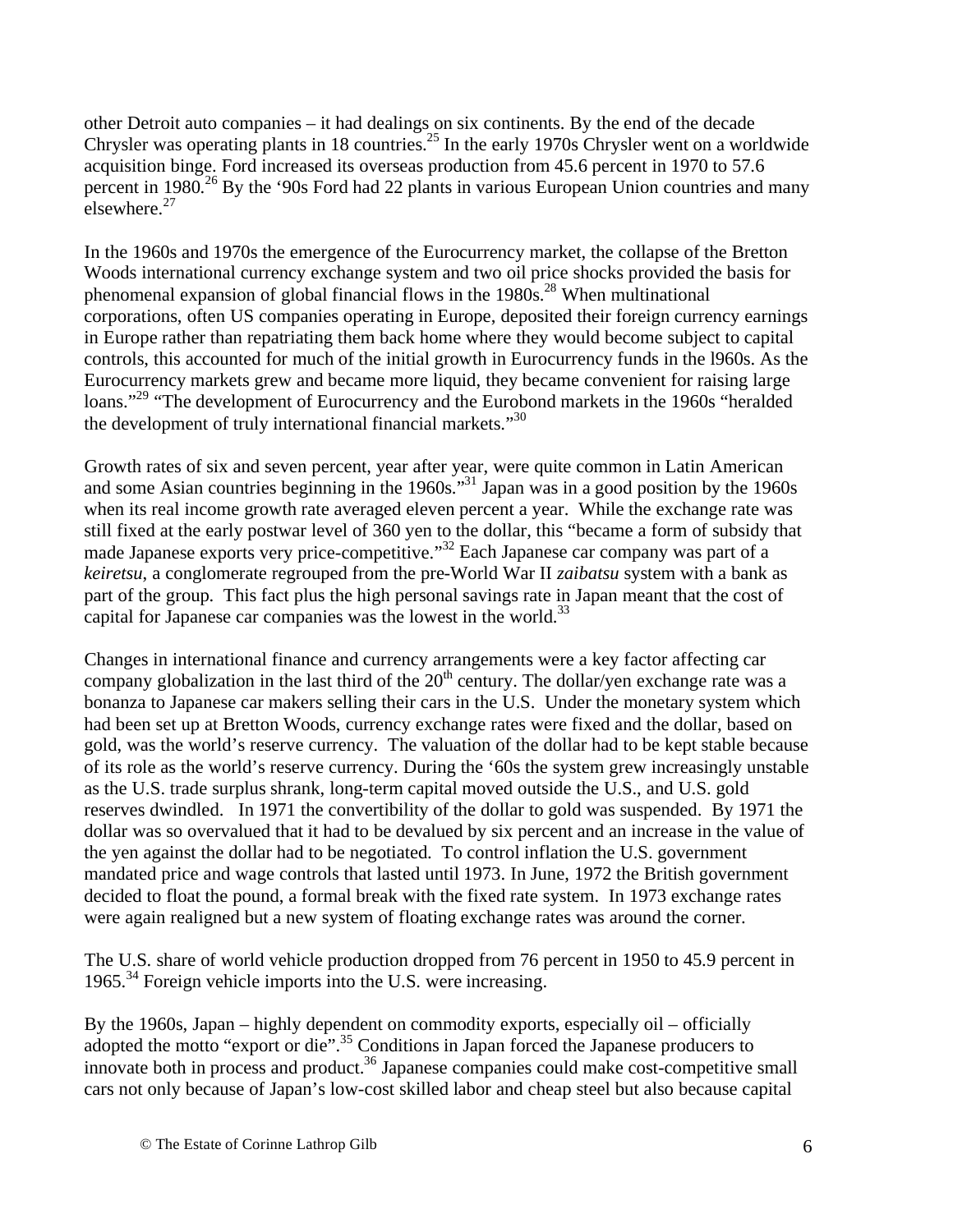other Detroit auto companies – it had dealings on six continents. By the end of the decade Chrysler was operating plants in 18 countries.[25] In the early 1970s Chrysler went on a worldwide acquisition binge. Ford increased its overseas production from 45.6 percent in 1970 to 57.6 percent in 1980.[26] By the '90s Ford had 22 plants in various European Union countries and many elsewhere.[27]

In the 1960s and 1970s the emergence of the Eurocurrency market, the collapse of the Bretton Woods international currency exchange system and two oil price shocks provided the basis for phenomenal expansion of global financial flows in the 1980s.[28] When multinational corporations, often US companies operating in Europe, deposited their foreign currency earnings in Europe rather than repatriating them back home where they would become subject to capital controls, this accounted for much of the initial growth in Eurocurrency funds in the l960s. As the Eurocurrency markets grew and became more liquid, they became convenient for raising large loans."[29] "The development of Eurocurrency and the Eurobond markets in the 1960s "heralded the development of truly international financial markets."[30]

Growth rates of six and seven percent, year after year, were quite common in Latin American and some Asian countries beginning in the 1960s."[31] Japan was in a good position by the 1960s when its real income growth rate averaged eleven percent a year. While the exchange rate was still fixed at the early postwar level of 360 yen to the dollar, this "became a form of subsidy that made Japanese exports very price-competitive."[32] Each Japanese car company was part of a *keiretsu*, a conglomerate regrouped from the pre-World War II *zaibatsu* system with a bank as part of the group. This fact plus the high personal savings rate in Japan meant that the cost of capital for Japanese car companies was the lowest in the world.[33]

Changes in international finance and currency arrangements were a key factor affecting car company globalization in the last third of the 20th century. The dollar/yen exchange rate was a bonanza to Japanese car makers selling their cars in the U.S. Under the monetary system which had been set up at Bretton Woods, currency exchange rates were fixed and the dollar, based on gold, was the world's reserve currency. The valuation of the dollar had to be kept stable because of its role as the world's reserve currency. During the '60s the system grew increasingly unstable as the U.S. trade surplus shrank, long-term capital moved outside the U.S., and U.S. gold reserves dwindled. In 1971 the convertibility of the dollar to gold was suspended. By 1971 the dollar was so overvalued that it had to be devalued by six percent and an increase in the value of the yen against the dollar had to be negotiated. To control inflation the U.S. government mandated price and wage controls that lasted until 1973. In June, 1972 the British government decided to float the pound, a formal break with the fixed rate system. In 1973 exchange rates were again realigned but a new system of floating exchange rates was around the corner.

The U.S. share of world vehicle production dropped from 76 percent in 1950 to 45.9 percent in 1965.[34] Foreign vehicle imports into the U.S. were increasing.

By the 1960s, Japan – highly dependent on commodity exports, especially oil – officially adopted the motto "export or die".[35] Conditions in Japan forced the Japanese producers to innovate both in process and product.[36] Japanese companies could make cost-competitive small cars not only because of Japan's low-cost skilled labor and cheap steel but also because capital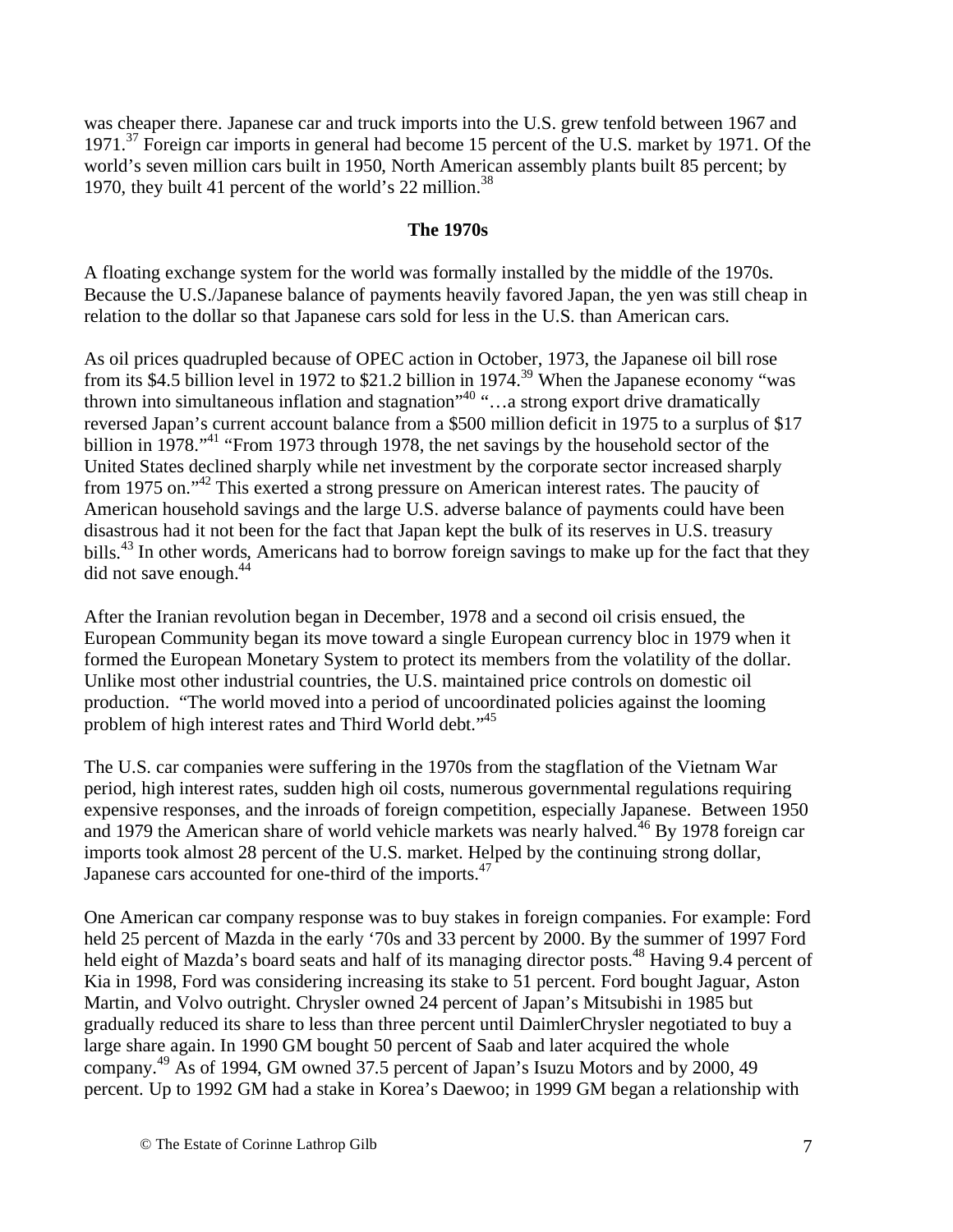was cheaper there. Japanese car and truck imports into the U.S. grew tenfold between 1967 and 1971.[37] Foreign car imports in general had become 15 percent of the U.S. market by 1971. Of the world's seven million cars built in 1950, North American assembly plants built 85 percent; by 1970, they built 41 percent of the world's 22 million.[38]

## The 1970s

A floating exchange system for the world was formally installed by the middle of the 1970s. Because the U.S./Japanese balance of payments heavily favored Japan, the yen was still cheap in relation to the dollar so that Japanese cars sold for less in the U.S. than American cars.

As oil prices quadrupled because of OPEC action in October, 1973, the Japanese oil bill rose from its $4.5 billion level in 1972 to $21.2 billion in 1974.[39] When the Japanese economy "was thrown into simultaneous inflation and stagnation"[40] "…a strong export drive dramatically reversed Japan's current account balance from a $500 million deficit in 1975 to a surplus of $17 billion in 1978."[41] "From 1973 through 1978, the net savings by the household sector of the United States declined sharply while net investment by the corporate sector increased sharply from 1975 on."[42] This exerted a strong pressure on American interest rates. The paucity of American household savings and the large U.S. adverse balance of payments could have been disastrous had it not been for the fact that Japan kept the bulk of its reserves in U.S. treasury bills.[43] In other words, Americans had to borrow foreign savings to make up for the fact that they did not save enough.[44]

After the Iranian revolution began in December, 1978 and a second oil crisis ensued, the European Community began its move toward a single European currency bloc in 1979 when it formed the European Monetary System to protect its members from the volatility of the dollar. Unlike most other industrial countries, the U.S. maintained price controls on domestic oil production. "The world moved into a period of uncoordinated policies against the looming problem of high interest rates and Third World debt."[45]

The U.S. car companies were suffering in the 1970s from the stagflation of the Vietnam War period, high interest rates, sudden high oil costs, numerous governmental regulations requiring expensive responses, and the inroads of foreign competition, especially Japanese. Between 1950 and 1979 the American share of world vehicle markets was nearly halved.[46] By 1978 foreign car imports took almost 28 percent of the U.S. market. Helped by the continuing strong dollar, Japanese cars accounted for one-third of the imports.[47]

One American car company response was to buy stakes in foreign companies. For example: Ford held 25 percent of Mazda in the early '70s and 33 percent by 2000. By the summer of 1997 Ford held eight of Mazda's board seats and half of its managing director posts.[48] Having 9.4 percent of Kia in 1998, Ford was considering increasing its stake to 51 percent. Ford bought Jaguar, Aston Martin, and Volvo outright. Chrysler owned 24 percent of Japan's Mitsubishi in 1985 but gradually reduced its share to less than three percent until DaimlerChrysler negotiated to buy a large share again. In 1990 GM bought 50 percent of Saab and later acquired the whole company.[49] As of 1994, GM owned 37.5 percent of Japan's Isuzu Motors and by 2000, 49 percent. Up to 1992 GM had a stake in Korea's Daewoo; in 1999 GM began a relationship with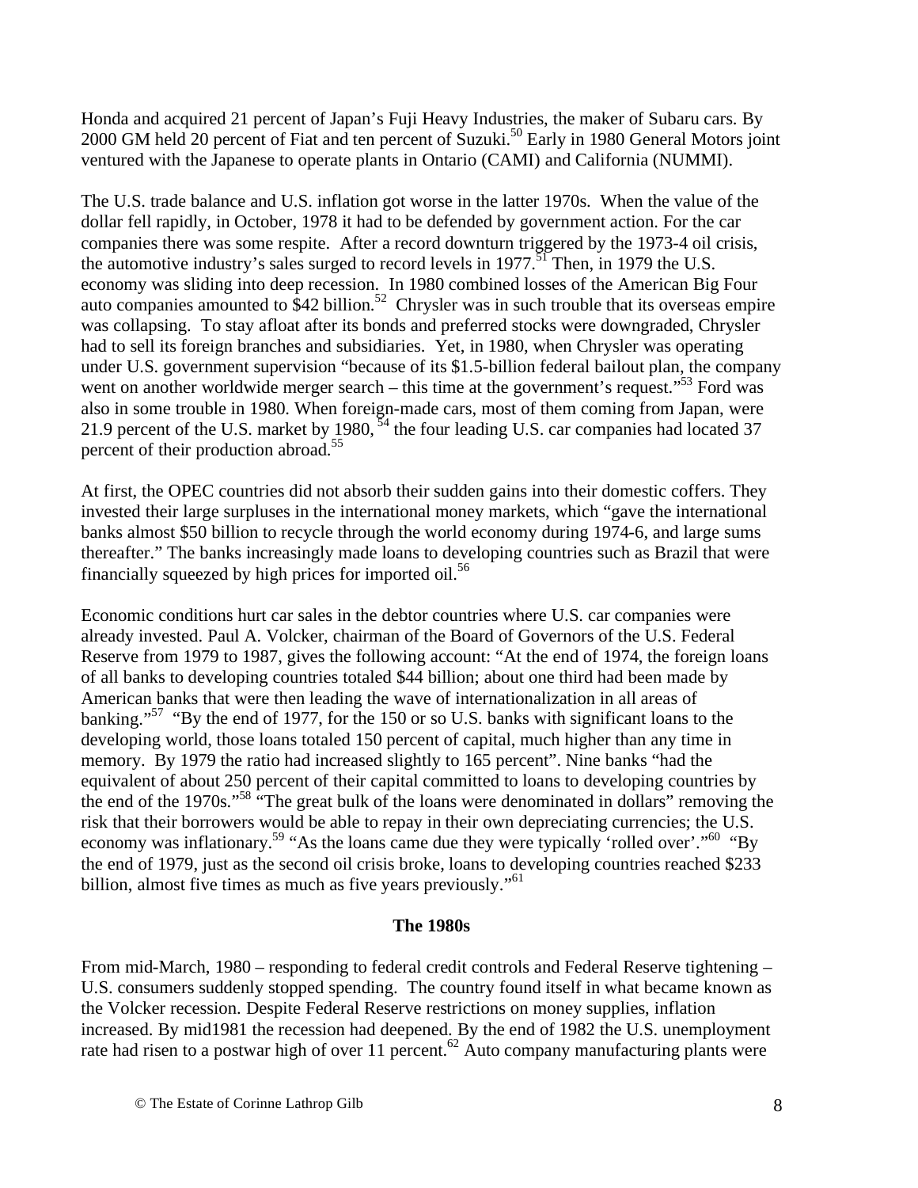Honda and acquired 21 percent of Japan's Fuji Heavy Industries, the maker of Subaru cars. By 2000 GM held 20 percent of Fiat and ten percent of Suzuki.[50] Early in 1980 General Motors joint ventured with the Japanese to operate plants in Ontario (CAMI) and California (NUMMI).

The U.S. trade balance and U.S. inflation got worse in the latter 1970s. When the value of the dollar fell rapidly, in October, 1978 it had to be defended by government action. For the car companies there was some respite. After a record downturn triggered by the 1973-4 oil crisis, the automotive industry's sales surged to record levels in 1977.[51] Then, in 1979 the U.S. economy was sliding into deep recession. In 1980 combined losses of the American Big Four auto companies amounted to $42 billion.[52] Chrysler was in such trouble that its overseas empire was collapsing. To stay afloat after its bonds and preferred stocks were downgraded, Chrysler had to sell its foreign branches and subsidiaries. Yet, in 1980, when Chrysler was operating under U.S. government supervision "because of its $1.5-billion federal bailout plan, the company went on another worldwide merger search – this time at the government's request."[53] Ford was also in some trouble in 1980. When foreign-made cars, most of them coming from Japan, were 21.9 percent of the U.S. market by 1980, [54] the four leading U.S. car companies had located 37 percent of their production abroad.[55]

At first, the OPEC countries did not absorb their sudden gains into their domestic coffers. They invested their large surpluses in the international money markets, which "gave the international banks almost $50 billion to recycle through the world economy during 1974-6, and large sums thereafter." The banks increasingly made loans to developing countries such as Brazil that were financially squeezed by high prices for imported oil.[56]

Economic conditions hurt car sales in the debtor countries where U.S. car companies were already invested. Paul A. Volcker, chairman of the Board of Governors of the U.S. Federal Reserve from 1979 to 1987, gives the following account: "At the end of 1974, the foreign loans of all banks to developing countries totaled $44 billion; about one third had been made by American banks that were then leading the wave of internationalization in all areas of banking."[57] "By the end of 1977, for the 150 or so U.S. banks with significant loans to the developing world, those loans totaled 150 percent of capital, much higher than any time in memory. By 1979 the ratio had increased slightly to 165 percent". Nine banks "had the equivalent of about 250 percent of their capital committed to loans to developing countries by the end of the 1970s."[58] "The great bulk of the loans were denominated in dollars" removing the risk that their borrowers would be able to repay in their own depreciating currencies; the U.S. economy was inflationary.[59] "As the loans came due they were typically 'rolled over'."[60] "By the end of 1979, just as the second oil crisis broke, loans to developing countries reached $233 billion, almost five times as much as five years previously."[61]

## The 1980s

From mid-March, 1980 – responding to federal credit controls and Federal Reserve tightening – U.S. consumers suddenly stopped spending. The country found itself in what became known as the Volcker recession. Despite Federal Reserve restrictions on money supplies, inflation increased. By mid1981 the recession had deepened. By the end of 1982 the U.S. unemployment rate had risen to a postwar high of over 11 percent.[62] Auto company manufacturing plants were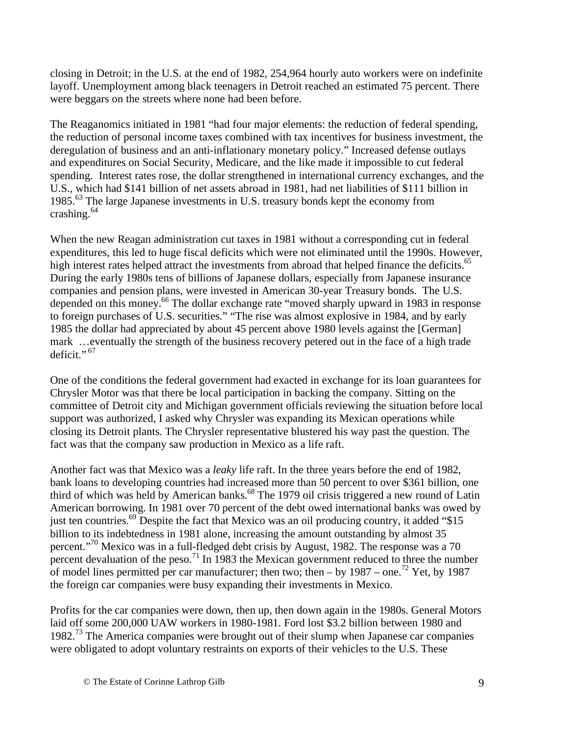closing in Detroit; in the U.S. at the end of 1982, 254,964 hourly auto workers were on indefinite layoff. Unemployment among black teenagers in Detroit reached an estimated 75 percent. There were beggars on the streets where none had been before.

The Reaganomics initiated in 1981 "had four major elements: the reduction of federal spending, the reduction of personal income taxes combined with tax incentives for business investment, the deregulation of business and an anti-inflationary monetary policy." Increased defense outlays and expenditures on Social Security, Medicare, and the like made it impossible to cut federal spending. Interest rates rose, the dollar strengthened in international currency exchanges, and the U.S., which had $141 billion of net assets abroad in 1981, had net liabilities of $111 billion in 1985.[63] The large Japanese investments in U.S. treasury bonds kept the economy from crashing.[64]

When the new Reagan administration cut taxes in 1981 without a corresponding cut in federal expenditures, this led to huge fiscal deficits which were not eliminated until the 1990s. However, high interest rates helped attract the investments from abroad that helped finance the deficits.[65] During the early 1980s tens of billions of Japanese dollars, especially from Japanese insurance companies and pension plans, were invested in American 30-year Treasury bonds. The U.S. depended on this money.[66] The dollar exchange rate "moved sharply upward in 1983 in response to foreign purchases of U.S. securities." "The rise was almost explosive in 1984, and by early 1985 the dollar had appreciated by about 45 percent above 1980 levels against the [German] mark …eventually the strength of the business recovery petered out in the face of a high trade deficit."[67]

One of the conditions the federal government had exacted in exchange for its loan guarantees for Chrysler Motor was that there be local participation in backing the company. Sitting on the committee of Detroit city and Michigan government officials reviewing the situation before local support was authorized, I asked why Chrysler was expanding its Mexican operations while closing its Detroit plants. The Chrysler representative blustered his way past the question. The fact was that the company saw production in Mexico as a life raft.

Another fact was that Mexico was a *leaky* life raft. In the three years before the end of 1982, bank loans to developing countries had increased more than 50 percent to over $361 billion, one third of which was held by American banks.[68] The 1979 oil crisis triggered a new round of Latin American borrowing. In 1981 over 70 percent of the debt owed international banks was owed by just ten countries.[69] Despite the fact that Mexico was an oil producing country, it added "$15 billion to its indebtedness in 1981 alone, increasing the amount outstanding by almost 35 percent."[70] Mexico was in a full-fledged debt crisis by August, 1982. The response was a 70 percent devaluation of the peso.[71] In 1983 the Mexican government reduced to three the number of model lines permitted per car manufacturer; then two; then – by 1987 – one.[72] Yet, by 1987 the foreign car companies were busy expanding their investments in Mexico.

Profits for the car companies were down, then up, then down again in the 1980s. General Motors laid off some 200,000 UAW workers in 1980-1981. Ford lost $3.2 billion between 1980 and 1982.[73] The America companies were brought out of their slump when Japanese car companies were obligated to adopt voluntary restraints on exports of their vehicles to the U.S. These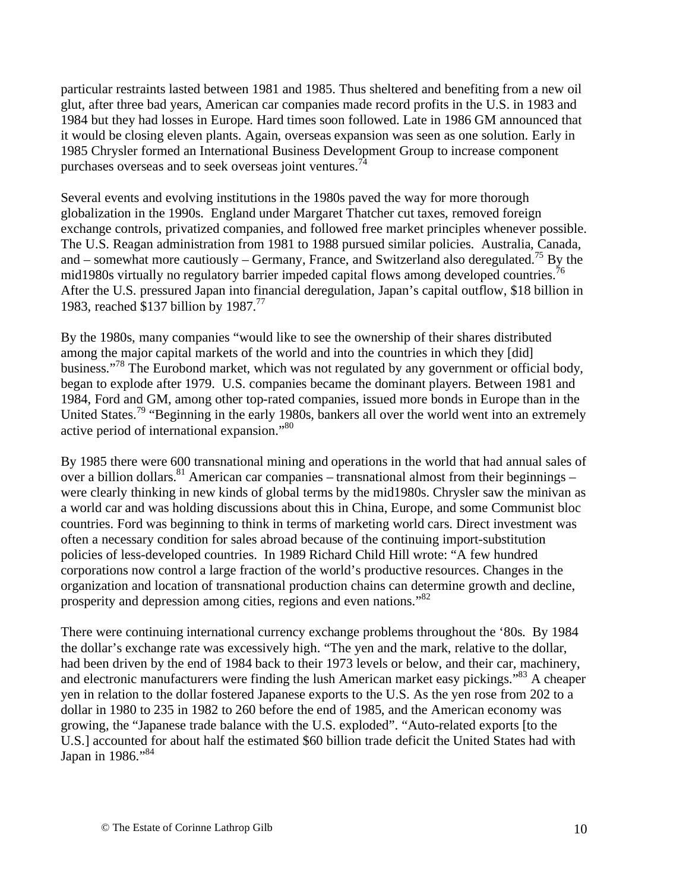particular restraints lasted between 1981 and 1985. Thus sheltered and benefiting from a new oil glut, after three bad years, American car companies made record profits in the U.S. in 1983 and 1984 but they had losses in Europe. Hard times soon followed. Late in 1986 GM announced that it would be closing eleven plants. Again, overseas expansion was seen as one solution. Early in 1985 Chrysler formed an International Business Development Group to increase component purchases overseas and to seek overseas joint ventures.[74]

Several events and evolving institutions in the 1980s paved the way for more thorough globalization in the 1990s. England under Margaret Thatcher cut taxes, removed foreign exchange controls, privatized companies, and followed free market principles whenever possible. The U.S. Reagan administration from 1981 to 1988 pursued similar policies. Australia, Canada, and – somewhat more cautiously – Germany, France, and Switzerland also deregulated.[75] By the mid1980s virtually no regulatory barrier impeded capital flows among developed countries.[76] After the U.S. pressured Japan into financial deregulation, Japan's capital outflow, $18 billion in 1983, reached $137 billion by 1987.[77]

By the 1980s, many companies "would like to see the ownership of their shares distributed among the major capital markets of the world and into the countries in which they [did] business."[78] The Eurobond market, which was not regulated by any government or official body, began to explode after 1979. U.S. companies became the dominant players. Between 1981 and 1984, Ford and GM, among other top-rated companies, issued more bonds in Europe than in the United States.[79] "Beginning in the early 1980s, bankers all over the world went into an extremely active period of international expansion."[80]

By 1985 there were 600 transnational mining and operations in the world that had annual sales of over a billion dollars.[81] American car companies – transnational almost from their beginnings – were clearly thinking in new kinds of global terms by the mid1980s. Chrysler saw the minivan as a world car and was holding discussions about this in China, Europe, and some Communist bloc countries. Ford was beginning to think in terms of marketing world cars. Direct investment was often a necessary condition for sales abroad because of the continuing import-substitution policies of less-developed countries. In 1989 Richard Child Hill wrote: "A few hundred corporations now control a large fraction of the world's productive resources. Changes in the organization and location of transnational production chains can determine growth and decline, prosperity and depression among cities, regions and even nations."[82]

There were continuing international currency exchange problems throughout the '80s. By 1984 the dollar's exchange rate was excessively high. "The yen and the mark, relative to the dollar, had been driven by the end of 1984 back to their 1973 levels or below, and their car, machinery, and electronic manufacturers were finding the lush American market easy pickings."[83] A cheaper yen in relation to the dollar fostered Japanese exports to the U.S. As the yen rose from 202 to a dollar in 1980 to 235 in 1982 to 260 before the end of 1985, and the American economy was growing, the "Japanese trade balance with the U.S. exploded". "Auto-related exports [to the U.S.] accounted for about half the estimated $60 billion trade deficit the United States had with Japan in 1986."[84]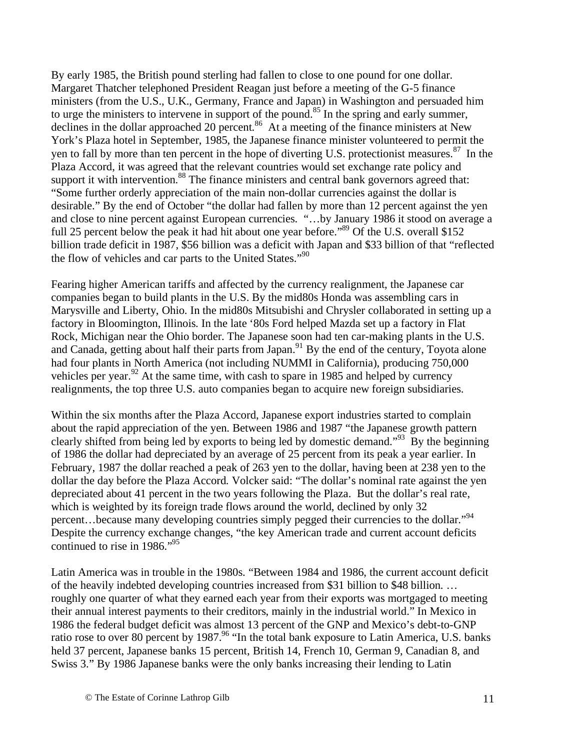By early 1985, the British pound sterling had fallen to close to one pound for one dollar. Margaret Thatcher telephoned President Reagan just before a meeting of the G-5 finance ministers (from the U.S., U.K., Germany, France and Japan) in Washington and persuaded him to urge the ministers to intervene in support of the pound.[85] In the spring and early summer, declines in the dollar approached 20 percent.[86] At a meeting of the finance ministers at New York's Plaza hotel in September, 1985, the Japanese finance minister volunteered to permit the yen to fall by more than ten percent in the hope of diverting U.S. protectionist measures.[87] In the Plaza Accord, it was agreed that the relevant countries would set exchange rate policy and support it with intervention.[88] The finance ministers and central bank governors agreed that: "Some further orderly appreciation of the main non-dollar currencies against the dollar is desirable." By the end of October "the dollar had fallen by more than 12 percent against the yen and close to nine percent against European currencies. "…by January 1986 it stood on average a full 25 percent below the peak it had hit about one year before."[89] Of the U.S. overall $152 billion trade deficit in 1987, $56 billion was a deficit with Japan and $33 billion of that "reflected the flow of vehicles and car parts to the United States."[90]

Fearing higher American tariffs and affected by the currency realignment, the Japanese car companies began to build plants in the U.S. By the mid80s Honda was assembling cars in Marysville and Liberty, Ohio. In the mid80s Mitsubishi and Chrysler collaborated in setting up a factory in Bloomington, Illinois. In the late '80s Ford helped Mazda set up a factory in Flat Rock, Michigan near the Ohio border. The Japanese soon had ten car-making plants in the U.S. and Canada, getting about half their parts from Japan.[91] By the end of the century, Toyota alone had four plants in North America (not including NUMMI in California), producing 750,000 vehicles per year.[92] At the same time, with cash to spare in 1985 and helped by currency realignments, the top three U.S. auto companies began to acquire new foreign subsidiaries.

Within the six months after the Plaza Accord, Japanese export industries started to complain about the rapid appreciation of the yen. Between 1986 and 1987 "the Japanese growth pattern clearly shifted from being led by exports to being led by domestic demand."[93] By the beginning of 1986 the dollar had depreciated by an average of 25 percent from its peak a year earlier. In February, 1987 the dollar reached a peak of 263 yen to the dollar, having been at 238 yen to the dollar the day before the Plaza Accord. Volcker said: "The dollar's nominal rate against the yen depreciated about 41 percent in the two years following the Plaza. But the dollar's real rate, which is weighted by its foreign trade flows around the world, declined by only 32 percent…because many developing countries simply pegged their currencies to the dollar."[94] Despite the currency exchange changes, "the key American trade and current account deficits continued to rise in 1986."[95]

Latin America was in trouble in the 1980s. "Between 1984 and 1986, the current account deficit of the heavily indebted developing countries increased from $31 billion to $48 billion. … roughly one quarter of what they earned each year from their exports was mortgaged to meeting their annual interest payments to their creditors, mainly in the industrial world." In Mexico in 1986 the federal budget deficit was almost 13 percent of the GNP and Mexico's debt-to-GNP ratio rose to over 80 percent by 1987.[96] "In the total bank exposure to Latin America, U.S. banks held 37 percent, Japanese banks 15 percent, British 14, French 10, German 9, Canadian 8, and Swiss 3." By 1986 Japanese banks were the only banks increasing their lending to Latin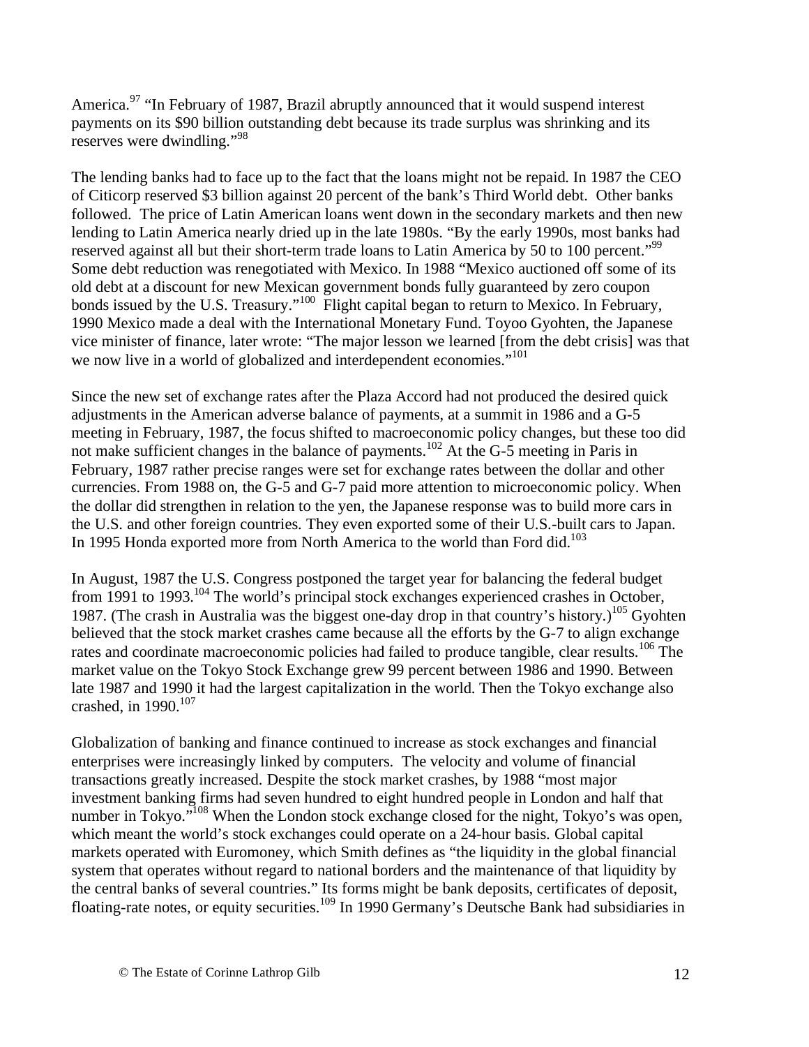America.[97] "In February of 1987, Brazil abruptly announced that it would suspend interest payments on its $90 billion outstanding debt because its trade surplus was shrinking and its reserves were dwindling."[98]

The lending banks had to face up to the fact that the loans might not be repaid. In 1987 the CEO of Citicorp reserved $3 billion against 20 percent of the bank's Third World debt. Other banks followed. The price of Latin American loans went down in the secondary markets and then new lending to Latin America nearly dried up in the late 1980s. "By the early 1990s, most banks had reserved against all but their short-term trade loans to Latin America by 50 to 100 percent."[99] Some debt reduction was renegotiated with Mexico. In 1988 "Mexico auctioned off some of its old debt at a discount for new Mexican government bonds fully guaranteed by zero coupon bonds issued by the U.S. Treasury."[100] Flight capital began to return to Mexico. In February, 1990 Mexico made a deal with the International Monetary Fund. Toyoo Gyohten, the Japanese vice minister of finance, later wrote: "The major lesson we learned [from the debt crisis] was that we now live in a world of globalized and interdependent economies."[101]

Since the new set of exchange rates after the Plaza Accord had not produced the desired quick adjustments in the American adverse balance of payments, at a summit in 1986 and a G-5 meeting in February, 1987, the focus shifted to macroeconomic policy changes, but these too did not make sufficient changes in the balance of payments.[102] At the G-5 meeting in Paris in February, 1987 rather precise ranges were set for exchange rates between the dollar and other currencies. From 1988 on, the G-5 and G-7 paid more attention to microeconomic policy. When the dollar did strengthen in relation to the yen, the Japanese response was to build more cars in the U.S. and other foreign countries. They even exported some of their U.S.-built cars to Japan. In 1995 Honda exported more from North America to the world than Ford did.[103]

In August, 1987 the U.S. Congress postponed the target year for balancing the federal budget from 1991 to 1993.[104] The world's principal stock exchanges experienced crashes in October, 1987. (The crash in Australia was the biggest one-day drop in that country's history.)[105] Gyohten believed that the stock market crashes came because all the efforts by the G-7 to align exchange rates and coordinate macroeconomic policies had failed to produce tangible, clear results.[106] The market value on the Tokyo Stock Exchange grew 99 percent between 1986 and 1990. Between late 1987 and 1990 it had the largest capitalization in the world. Then the Tokyo exchange also crashed, in 1990.[107]

Globalization of banking and finance continued to increase as stock exchanges and financial enterprises were increasingly linked by computers. The velocity and volume of financial transactions greatly increased. Despite the stock market crashes, by 1988 "most major investment banking firms had seven hundred to eight hundred people in London and half that number in Tokyo."[108] When the London stock exchange closed for the night, Tokyo's was open, which meant the world's stock exchanges could operate on a 24-hour basis. Global capital markets operated with Euromoney, which Smith defines as "the liquidity in the global financial system that operates without regard to national borders and the maintenance of that liquidity by the central banks of several countries." Its forms might be bank deposits, certificates of deposit, floating-rate notes, or equity securities.[109] In 1990 Germany's Deutsche Bank had subsidiaries in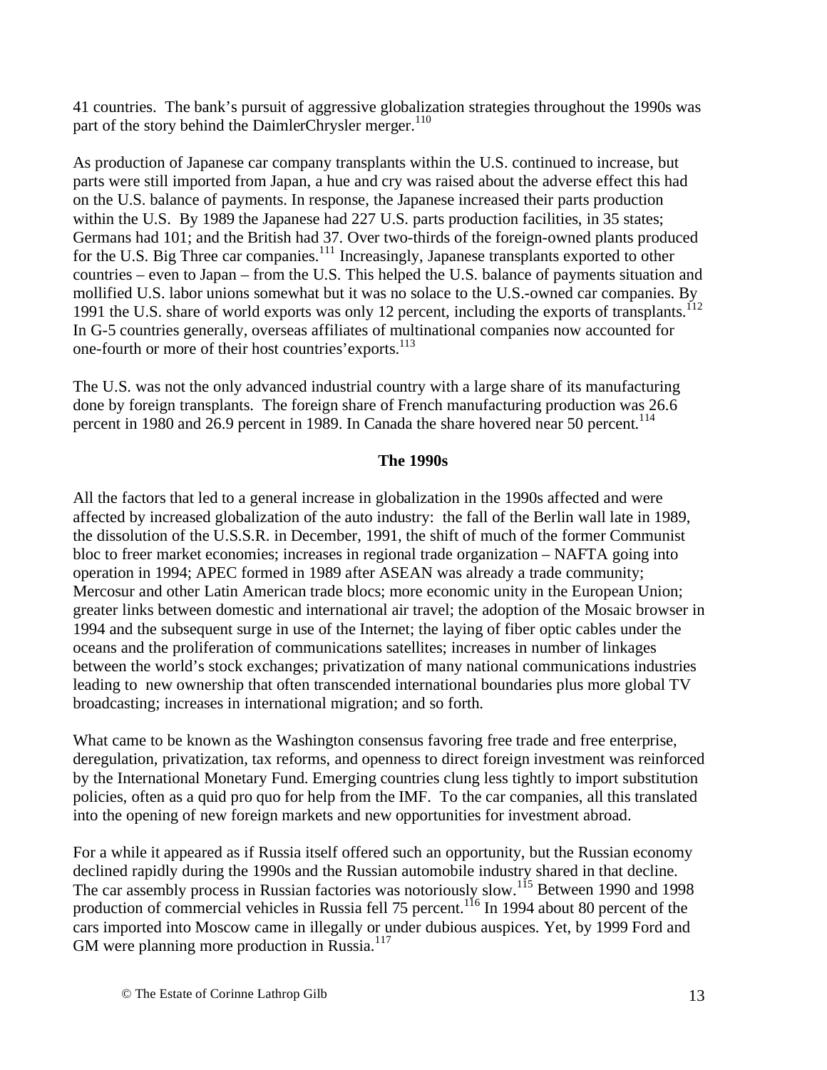41 countries. The bank's pursuit of aggressive globalization strategies throughout the 1990s was part of the story behind the DaimlerChrysler merger.[110]

As production of Japanese car company transplants within the U.S. continued to increase, but parts were still imported from Japan, a hue and cry was raised about the adverse effect this had on the U.S. balance of payments. In response, the Japanese increased their parts production within the U.S. By 1989 the Japanese had 227 U.S. parts production facilities, in 35 states; Germans had 101; and the British had 37. Over two-thirds of the foreign-owned plants produced for the U.S. Big Three car companies.[111] Increasingly, Japanese transplants exported to other countries – even to Japan – from the U.S. This helped the U.S. balance of payments situation and mollified U.S. labor unions somewhat but it was no solace to the U.S.-owned car companies. By 1991 the U.S. share of world exports was only 12 percent, including the exports of transplants.[112] In G-5 countries generally, overseas affiliates of multinational companies now accounted for one-fourth or more of their host countries' exports.[113]

The U.S. was not the only advanced industrial country with a large share of its manufacturing done by foreign transplants. The foreign share of French manufacturing production was 26.6 percent in 1980 and 26.9 percent in 1989. In Canada the share hovered near 50 percent.[114]

## The 1990s

All the factors that led to a general increase in globalization in the 1990s affected and were affected by increased globalization of the auto industry: the fall of the Berlin wall late in 1989, the dissolution of the U.S.S.R. in December, 1991, the shift of much of the former Communist bloc to freer market economies; increases in regional trade organization – NAFTA going into operation in 1994; APEC formed in 1989 after ASEAN was already a trade community; Mercosur and other Latin American trade blocs; more economic unity in the European Union; greater links between domestic and international air travel; the adoption of the Mosaic browser in 1994 and the subsequent surge in use of the Internet; the laying of fiber optic cables under the oceans and the proliferation of communications satellites; increases in number of linkages between the world's stock exchanges; privatization of many national communications industries leading to new ownership that often transcended international boundaries plus more global TV broadcasting; increases in international migration; and so forth.

What came to be known as the Washington consensus favoring free trade and free enterprise, deregulation, privatization, tax reforms, and openness to direct foreign investment was reinforced by the International Monetary Fund. Emerging countries clung less tightly to import substitution policies, often as a quid pro quo for help from the IMF. To the car companies, all this translated into the opening of new foreign markets and new opportunities for investment abroad.

For a while it appeared as if Russia itself offered such an opportunity, but the Russian economy declined rapidly during the 1990s and the Russian automobile industry shared in that decline. The car assembly process in Russian factories was notoriously slow.[115] Between 1990 and 1998 production of commercial vehicles in Russia fell 75 percent.[116] In 1994 about 80 percent of the cars imported into Moscow came in illegally or under dubious auspices. Yet, by 1999 Ford and GM were planning more production in Russia.[117]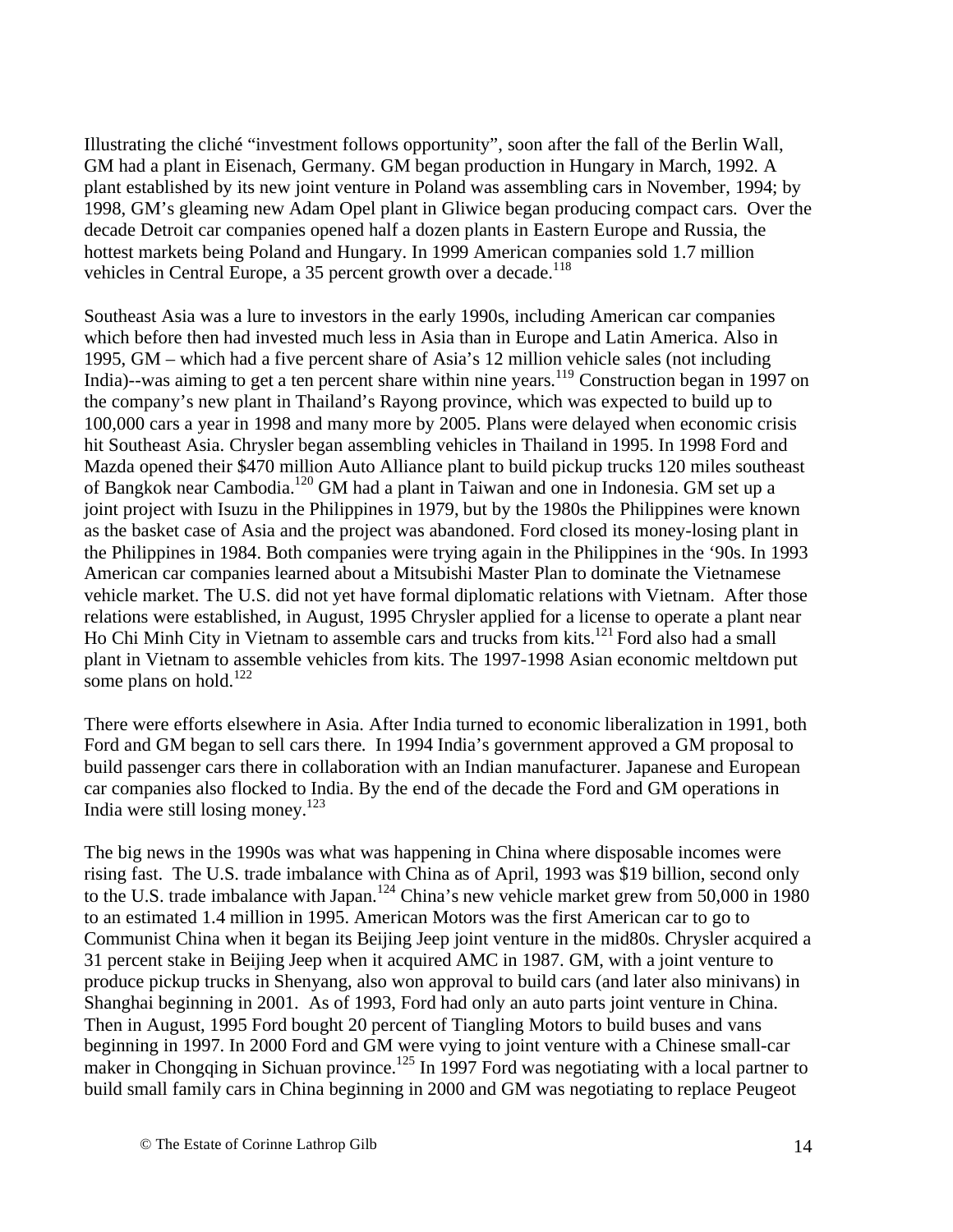Illustrating the cliché "investment follows opportunity", soon after the fall of the Berlin Wall, GM had a plant in Eisenach, Germany. GM began production in Hungary in March, 1992. A plant established by its new joint venture in Poland was assembling cars in November, 1994; by 1998, GM's gleaming new Adam Opel plant in Gliwice began producing compact cars. Over the decade Detroit car companies opened half a dozen plants in Eastern Europe and Russia, the hottest markets being Poland and Hungary. In 1999 American companies sold 1.7 million vehicles in Central Europe, a 35 percent growth over a decade.[118]

Southeast Asia was a lure to investors in the early 1990s, including American car companies which before then had invested much less in Asia than in Europe and Latin America. Also in 1995, GM – which had a five percent share of Asia's 12 million vehicle sales (not including India)--was aiming to get a ten percent share within nine years.[119] Construction began in 1997 on the company's new plant in Thailand's Rayong province, which was expected to build up to 100,000 cars a year in 1998 and many more by 2005. Plans were delayed when economic crisis hit Southeast Asia. Chrysler began assembling vehicles in Thailand in 1995. In 1998 Ford and Mazda opened their $470 million Auto Alliance plant to build pickup trucks 120 miles southeast of Bangkok near Cambodia.[120] GM had a plant in Taiwan and one in Indonesia. GM set up a joint project with Isuzu in the Philippines in 1979, but by the 1980s the Philippines were known as the basket case of Asia and the project was abandoned. Ford closed its money-losing plant in the Philippines in 1984. Both companies were trying again in the Philippines in the '90s. In 1993 American car companies learned about a Mitsubishi Master Plan to dominate the Vietnamese vehicle market. The U.S. did not yet have formal diplomatic relations with Vietnam. After those relations were established, in August, 1995 Chrysler applied for a license to operate a plant near Ho Chi Minh City in Vietnam to assemble cars and trucks from kits.[121] Ford also had a small plant in Vietnam to assemble vehicles from kits. The 1997-1998 Asian economic meltdown put some plans on hold.[122]

There were efforts elsewhere in Asia. After India turned to economic liberalization in 1991, both Ford and GM began to sell cars there. In 1994 India's government approved a GM proposal to build passenger cars there in collaboration with an Indian manufacturer. Japanese and European car companies also flocked to India. By the end of the decade the Ford and GM operations in India were still losing money.[123]

The big news in the 1990s was what was happening in China where disposable incomes were rising fast. The U.S. trade imbalance with China as of April, 1993 was $19 billion, second only to the U.S. trade imbalance with Japan.[124] China's new vehicle market grew from 50,000 in 1980 to an estimated 1.4 million in 1995. American Motors was the first American car to go to Communist China when it began its Beijing Jeep joint venture in the mid80s. Chrysler acquired a 31 percent stake in Beijing Jeep when it acquired AMC in 1987. GM, with a joint venture to produce pickup trucks in Shenyang, also won approval to build cars (and later also minivans) in Shanghai beginning in 2001. As of 1993, Ford had only an auto parts joint venture in China. Then in August, 1995 Ford bought 20 percent of Tiangling Motors to build buses and vans beginning in 1997. In 2000 Ford and GM were vying to joint venture with a Chinese small-car maker in Chongqing in Sichuan province.[125] In 1997 Ford was negotiating with a local partner to build small family cars in China beginning in 2000 and GM was negotiating to replace Peugeot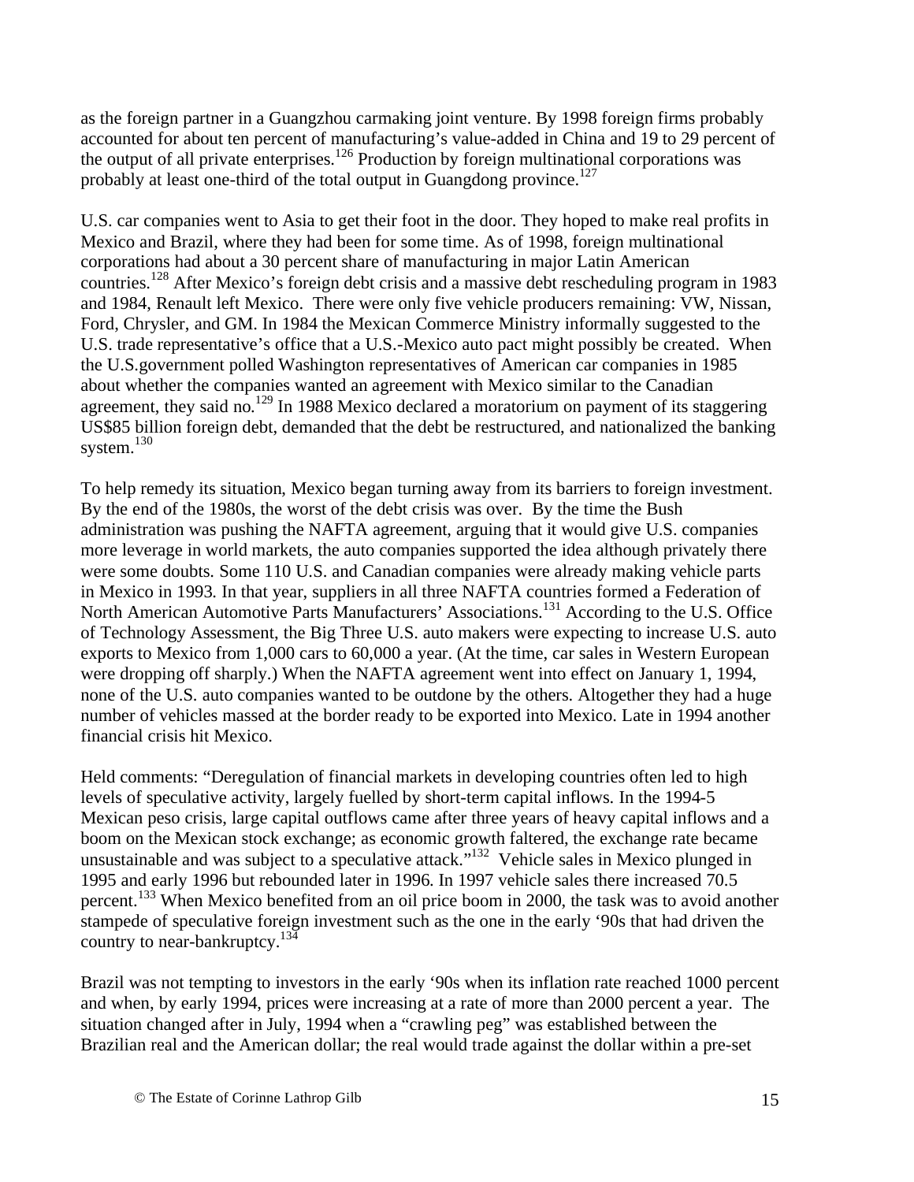as the foreign partner in a Guangzhou carmaking joint venture. By 1998 foreign firms probably accounted for about ten percent of manufacturing's value-added in China and 19 to 29 percent of the output of all private enterprises.[126] Production by foreign multinational corporations was probably at least one-third of the total output in Guangdong province.[127]

U.S. car companies went to Asia to get their foot in the door. They hoped to make real profits in Mexico and Brazil, where they had been for some time. As of 1998, foreign multinational corporations had about a 30 percent share of manufacturing in major Latin American countries.[128] After Mexico's foreign debt crisis and a massive debt rescheduling program in 1983 and 1984, Renault left Mexico. There were only five vehicle producers remaining: VW, Nissan, Ford, Chrysler, and GM. In 1984 the Mexican Commerce Ministry informally suggested to the U.S. trade representative's office that a U.S.-Mexico auto pact might possibly be created. When the U.S.government polled Washington representatives of American car companies in 1985 about whether the companies wanted an agreement with Mexico similar to the Canadian agreement, they said no.[129] In 1988 Mexico declared a moratorium on payment of its staggering US$85 billion foreign debt, demanded that the debt be restructured, and nationalized the banking system.[130]

To help remedy its situation, Mexico began turning away from its barriers to foreign investment. By the end of the 1980s, the worst of the debt crisis was over. By the time the Bush administration was pushing the NAFTA agreement, arguing that it would give U.S. companies more leverage in world markets, the auto companies supported the idea although privately there were some doubts. Some 110 U.S. and Canadian companies were already making vehicle parts in Mexico in 1993. In that year, suppliers in all three NAFTA countries formed a Federation of North American Automotive Parts Manufacturers' Associations.[131] According to the U.S. Office of Technology Assessment, the Big Three U.S. auto makers were expecting to increase U.S. auto exports to Mexico from 1,000 cars to 60,000 a year. (At the time, car sales in Western European were dropping off sharply.) When the NAFTA agreement went into effect on January 1, 1994, none of the U.S. auto companies wanted to be outdone by the others. Altogether they had a huge number of vehicles massed at the border ready to be exported into Mexico. Late in 1994 another financial crisis hit Mexico.

Held comments: "Deregulation of financial markets in developing countries often led to high levels of speculative activity, largely fuelled by short-term capital inflows. In the 1994-5 Mexican peso crisis, large capital outflows came after three years of heavy capital inflows and a boom on the Mexican stock exchange; as economic growth faltered, the exchange rate became unsustainable and was subject to a speculative attack."[132] Vehicle sales in Mexico plunged in 1995 and early 1996 but rebounded later in 1996. In 1997 vehicle sales there increased 70.5 percent.[133] When Mexico benefited from an oil price boom in 2000, the task was to avoid another stampede of speculative foreign investment such as the one in the early '90s that had driven the country to near-bankruptcy.[134]

Brazil was not tempting to investors in the early '90s when its inflation rate reached 1000 percent and when, by early 1994, prices were increasing at a rate of more than 2000 percent a year. The situation changed after in July, 1994 when a "crawling peg" was established between the Brazilian real and the American dollar; the real would trade against the dollar within a pre-set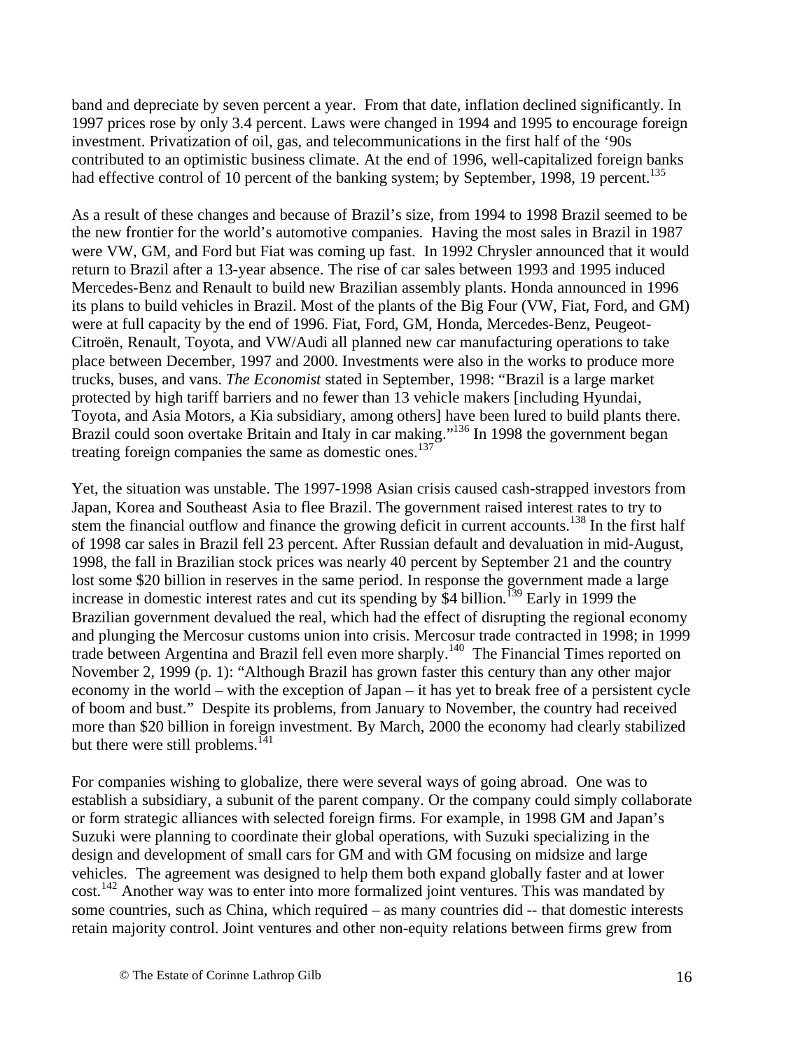band and depreciate by seven percent a year. From that date, inflation declined significantly. In 1997 prices rose by only 3.4 percent. Laws were changed in 1994 and 1995 to encourage foreign investment. Privatization of oil, gas, and telecommunications in the first half of the '90s contributed to an optimistic business climate. At the end of 1996, well-capitalized foreign banks had effective control of 10 percent of the banking system; by September, 1998, 19 percent.[135]

As a result of these changes and because of Brazil's size, from 1994 to 1998 Brazil seemed to be the new frontier for the world's automotive companies. Having the most sales in Brazil in 1987 were VW, GM, and Ford but Fiat was coming up fast. In 1992 Chrysler announced that it would return to Brazil after a 13-year absence. The rise of car sales between 1993 and 1995 induced Mercedes-Benz and Renault to build new Brazilian assembly plants. Honda announced in 1996 its plans to build vehicles in Brazil. Most of the plants of the Big Four (VW, Fiat, Ford, and GM) were at full capacity by the end of 1996. Fiat, Ford, GM, Honda, Mercedes-Benz, Peugeot-Citroën, Renault, Toyota, and VW/Audi all planned new car manufacturing operations to take place between December, 1997 and 2000. Investments were also in the works to produce more trucks, buses, and vans. *The Economist* stated in September, 1998: "Brazil is a large market protected by high tariff barriers and no fewer than 13 vehicle makers [including Hyundai, Toyota, and Asia Motors, a Kia subsidiary, among others] have been lured to build plants there. Brazil could soon overtake Britain and Italy in car making."[136] In 1998 the government began treating foreign companies the same as domestic ones.[137]

Yet, the situation was unstable. The 1997-1998 Asian crisis caused cash-strapped investors from Japan, Korea and Southeast Asia to flee Brazil. The government raised interest rates to try to stem the financial outflow and finance the growing deficit in current accounts.[138] In the first half of 1998 car sales in Brazil fell 23 percent. After Russian default and devaluation in mid-August, 1998, the fall in Brazilian stock prices was nearly 40 percent by September 21 and the country lost some $20 billion in reserves in the same period. In response the government made a large increase in domestic interest rates and cut its spending by $4 billion.[139] Early in 1999 the Brazilian government devalued the real, which had the effect of disrupting the regional economy and plunging the Mercosur customs union into crisis. Mercosur trade contracted in 1998; in 1999 trade between Argentina and Brazil fell even more sharply.[140] The Financial Times reported on November 2, 1999 (p. 1): "Although Brazil has grown faster this century than any other major economy in the world – with the exception of Japan – it has yet to break free of a persistent cycle of boom and bust." Despite its problems, from January to November, the country had received more than $20 billion in foreign investment. By March, 2000 the economy had clearly stabilized but there were still problems.[141]

For companies wishing to globalize, there were several ways of going abroad. One was to establish a subsidiary, a subunit of the parent company. Or the company could simply collaborate or form strategic alliances with selected foreign firms. For example, in 1998 GM and Japan's Suzuki were planning to coordinate their global operations, with Suzuki specializing in the design and development of small cars for GM and with GM focusing on midsize and large vehicles. The agreement was designed to help them both expand globally faster and at lower cost.[142] Another way was to enter into more formalized joint ventures. This was mandated by some countries, such as China, which required – as many countries did -- that domestic interests retain majority control. Joint ventures and other non-equity relations between firms grew from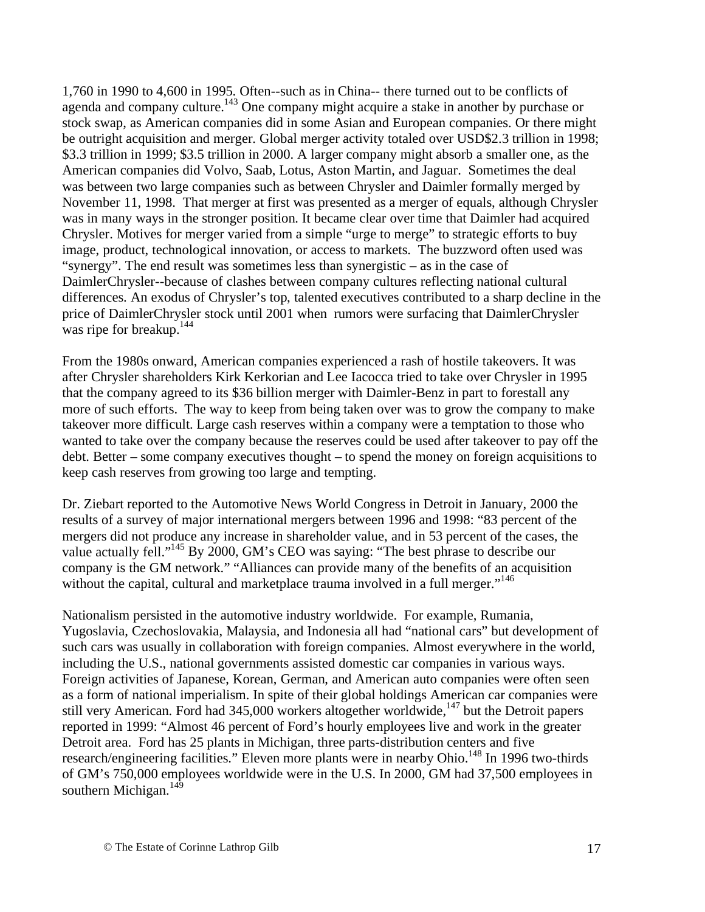1,760 in 1990 to 4,600 in 1995. Often--such as in China-- there turned out to be conflicts of agenda and company culture.[143] One company might acquire a stake in another by purchase or stock swap, as American companies did in some Asian and European companies. Or there might be outright acquisition and merger. Global merger activity totaled over USD$2.3 trillion in 1998; $3.3 trillion in 1999; $3.5 trillion in 2000. A larger company might absorb a smaller one, as the American companies did Volvo, Saab, Lotus, Aston Martin, and Jaguar. Sometimes the deal was between two large companies such as between Chrysler and Daimler formally merged by November 11, 1998. That merger at first was presented as a merger of equals, although Chrysler was in many ways in the stronger position. It became clear over time that Daimler had acquired Chrysler. Motives for merger varied from a simple "urge to merge" to strategic efforts to buy image, product, technological innovation, or access to markets. The buzzword often used was "synergy". The end result was sometimes less than synergistic – as in the case of DaimlerChrysler--because of clashes between company cultures reflecting national cultural differences. An exodus of Chrysler's top, talented executives contributed to a sharp decline in the price of DaimlerChrysler stock until 2001 when rumors were surfacing that DaimlerChrysler was ripe for breakup.[144]

From the 1980s onward, American companies experienced a rash of hostile takeovers. It was after Chrysler shareholders Kirk Kerkorian and Lee Iacocca tried to take over Chrysler in 1995 that the company agreed to its $36 billion merger with Daimler-Benz in part to forestall any more of such efforts. The way to keep from being taken over was to grow the company to make takeover more difficult. Large cash reserves within a company were a temptation to those who wanted to take over the company because the reserves could be used after takeover to pay off the debt. Better – some company executives thought – to spend the money on foreign acquisitions to keep cash reserves from growing too large and tempting.

Dr. Ziebart reported to the Automotive News World Congress in Detroit in January, 2000 the results of a survey of major international mergers between 1996 and 1998: "83 percent of the mergers did not produce any increase in shareholder value, and in 53 percent of the cases, the value actually fell."[145] By 2000, GM's CEO was saying: "The best phrase to describe our company is the GM network." "Alliances can provide many of the benefits of an acquisition without the capital, cultural and marketplace trauma involved in a full merger."[146]

Nationalism persisted in the automotive industry worldwide. For example, Rumania, Yugoslavia, Czechoslovakia, Malaysia, and Indonesia all had "national cars" but development of such cars was usually in collaboration with foreign companies. Almost everywhere in the world, including the U.S., national governments assisted domestic car companies in various ways. Foreign activities of Japanese, Korean, German, and American auto companies were often seen as a form of national imperialism. In spite of their global holdings American car companies were still very American. Ford had 345,000 workers altogether worldwide,[147] but the Detroit papers reported in 1999: "Almost 46 percent of Ford's hourly employees live and work in the greater Detroit area. Ford has 25 plants in Michigan, three parts-distribution centers and five research/engineering facilities." Eleven more plants were in nearby Ohio.[148] In 1996 two-thirds of GM's 750,000 employees worldwide were in the U.S. In 2000, GM had 37,500 employees in southern Michigan.[149]

© The Estate of Corinne Lathrop Gilb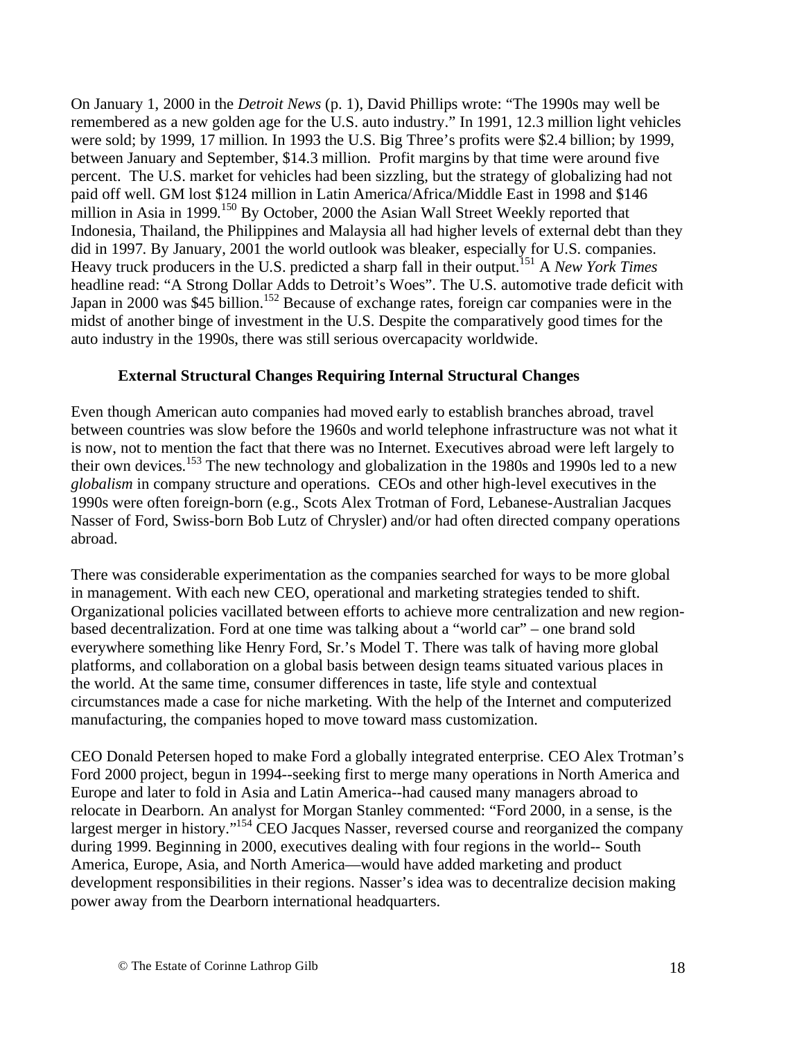On January 1, 2000 in the *Detroit News* (p. 1), David Phillips wrote: "The 1990s may well be remembered as a new golden age for the U.S. auto industry." In 1991, 12.3 million light vehicles were sold; by 1999, 17 million. In 1993 the U.S. Big Three's profits were $2.4 billion; by 1999, between January and September, $14.3 million. Profit margins by that time were around five percent. The U.S. market for vehicles had been sizzling, but the strategy of globalizing had not paid off well. GM lost $124 million in Latin America/Africa/Middle East in 1998 and $146 million in Asia in 1999.[150] By October, 2000 the Asian Wall Street Weekly reported that Indonesia, Thailand, the Philippines and Malaysia all had higher levels of external debt than they did in 1997. By January, 2001 the world outlook was bleaker, especially for U.S. companies. Heavy truck producers in the U.S. predicted a sharp fall in their output.[151] A *New York Times* headline read: "A Strong Dollar Adds to Detroit's Woes". The U.S. automotive trade deficit with Japan in 2000 was $45 billion.[152] Because of exchange rates, foreign car companies were in the midst of another binge of investment in the U.S. Despite the comparatively good times for the auto industry in the 1990s, there was still serious overcapacity worldwide.

**External Structural Changes Requiring Internal Structural Changes**

Even though American auto companies had moved early to establish branches abroad, travel between countries was slow before the 1960s and world telephone infrastructure was not what it is now, not to mention the fact that there was no Internet. Executives abroad were left largely to their own devices.[153] The new technology and globalization in the 1980s and 1990s led to a new *globalism* in company structure and operations. CEOs and other high-level executives in the 1990s were often foreign-born (e.g., Scots Alex Trotman of Ford, Lebanese-Australian Jacques Nasser of Ford, Swiss-born Bob Lutz of Chrysler) and/or had often directed company operations abroad.

There was considerable experimentation as the companies searched for ways to be more global in management. With each new CEO, operational and marketing strategies tended to shift. Organizational policies vacillated between efforts to achieve more centralization and new region-based decentralization. Ford at one time was talking about a "world car" – one brand sold everywhere something like Henry Ford, Sr.'s Model T. There was talk of having more global platforms, and collaboration on a global basis between design teams situated various places in the world. At the same time, consumer differences in taste, life style and contextual circumstances made a case for niche marketing. With the help of the Internet and computerized manufacturing, the companies hoped to move toward mass customization.

CEO Donald Petersen hoped to make Ford a globally integrated enterprise. CEO Alex Trotman's Ford 2000 project, begun in 1994--seeking first to merge many operations in North America and Europe and later to fold in Asia and Latin America--had caused many managers abroad to relocate in Dearborn. An analyst for Morgan Stanley commented: "Ford 2000, in a sense, is the largest merger in history."[154] CEO Jacques Nasser, reversed course and reorganized the company during 1999. Beginning in 2000, executives dealing with four regions in the world-- South America, Europe, Asia, and North America—would have added marketing and product development responsibilities in their regions. Nasser's idea was to decentralize decision making power away from the Dearborn international headquarters.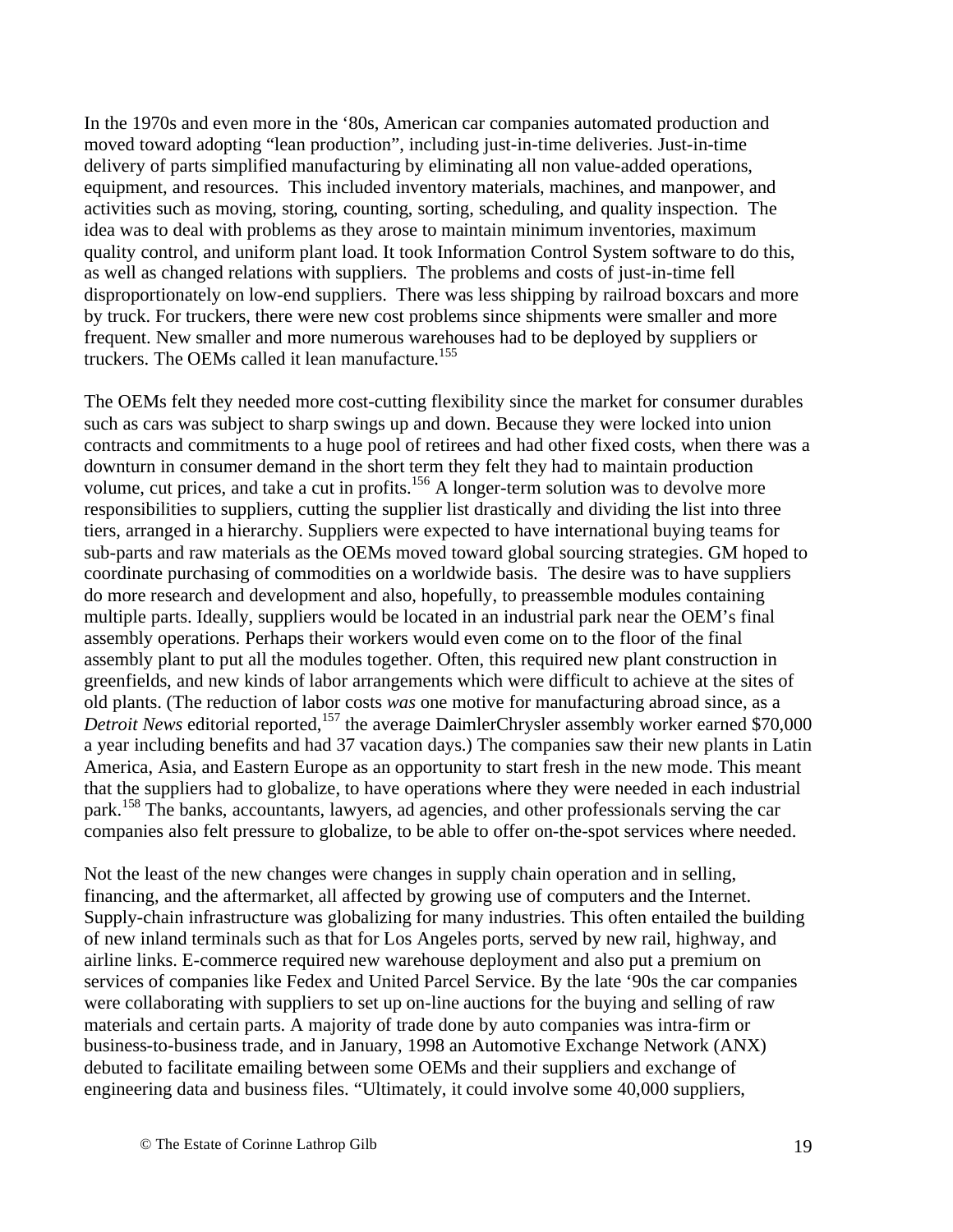In the 1970s and even more in the '80s, American car companies automated production and moved toward adopting "lean production", including just-in-time deliveries. Just-in-time delivery of parts simplified manufacturing by eliminating all non value-added operations, equipment, and resources. This included inventory materials, machines, and manpower, and activities such as moving, storing, counting, sorting, scheduling, and quality inspection. The idea was to deal with problems as they arose to maintain minimum inventories, maximum quality control, and uniform plant load. It took Information Control System software to do this, as well as changed relations with suppliers. The problems and costs of just-in-time fell disproportionately on low-end suppliers. There was less shipping by railroad boxcars and more by truck. For truckers, there were new cost problems since shipments were smaller and more frequent. New smaller and more numerous warehouses had to be deployed by suppliers or truckers. The OEMs called it lean manufacture.[155]

The OEMs felt they needed more cost-cutting flexibility since the market for consumer durables such as cars was subject to sharp swings up and down. Because they were locked into union contracts and commitments to a huge pool of retirees and had other fixed costs, when there was a downturn in consumer demand in the short term they felt they had to maintain production volume, cut prices, and take a cut in profits.[156] A longer-term solution was to devolve more responsibilities to suppliers, cutting the supplier list drastically and dividing the list into three tiers, arranged in a hierarchy. Suppliers were expected to have international buying teams for sub-parts and raw materials as the OEMs moved toward global sourcing strategies. GM hoped to coordinate purchasing of commodities on a worldwide basis. The desire was to have suppliers do more research and development and also, hopefully, to preassemble modules containing multiple parts. Ideally, suppliers would be located in an industrial park near the OEM's final assembly operations. Perhaps their workers would even come on to the floor of the final assembly plant to put all the modules together. Often, this required new plant construction in greenfields, and new kinds of labor arrangements which were difficult to achieve at the sites of old plants. (The reduction of labor costs *was* one motive for manufacturing abroad since, as a *Detroit News* editorial reported,[157] the average DaimlerChrysler assembly worker earned $70,000 a year including benefits and had 37 vacation days.) The companies saw their new plants in Latin America, Asia, and Eastern Europe as an opportunity to start fresh in the new mode. This meant that the suppliers had to globalize, to have operations where they were needed in each industrial park.[158] The banks, accountants, lawyers, ad agencies, and other professionals serving the car companies also felt pressure to globalize, to be able to offer on-the-spot services where needed.

Not the least of the new changes were changes in supply chain operation and in selling, financing, and the aftermarket, all affected by growing use of computers and the Internet. Supply-chain infrastructure was globalizing for many industries. This often entailed the building of new inland terminals such as that for Los Angeles ports, served by new rail, highway, and airline links. E-commerce required new warehouse deployment and also put a premium on services of companies like Fedex and United Parcel Service. By the late '90s the car companies were collaborating with suppliers to set up on-line auctions for the buying and selling of raw materials and certain parts. A majority of trade done by auto companies was intra-firm or business-to-business trade, and in January, 1998 an Automotive Exchange Network (ANX) debuted to facilitate emailing between some OEMs and their suppliers and exchange of engineering data and business files. "Ultimately, it could involve some 40,000 suppliers,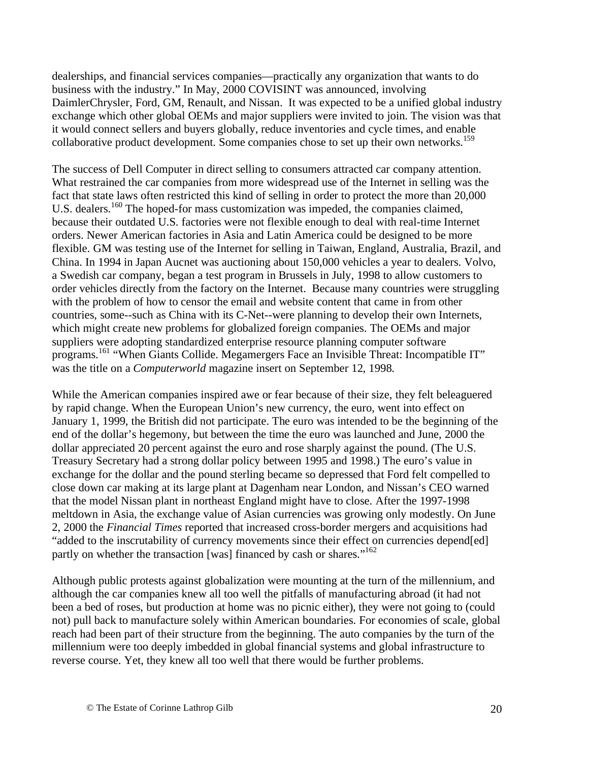dealerships, and financial services companies—practically any organization that wants to do business with the industry." In May, 2000 COVISINT was announced, involving DaimlerChrysler, Ford, GM, Renault, and Nissan. It was expected to be a unified global industry exchange which other global OEMs and major suppliers were invited to join. The vision was that it would connect sellers and buyers globally, reduce inventories and cycle times, and enable collaborative product development. Some companies chose to set up their own networks.[159]

The success of Dell Computer in direct selling to consumers attracted car company attention. What restrained the car companies from more widespread use of the Internet in selling was the fact that state laws often restricted this kind of selling in order to protect the more than 20,000 U.S. dealers.[160] The hoped-for mass customization was impeded, the companies claimed, because their outdated U.S. factories were not flexible enough to deal with real-time Internet orders. Newer American factories in Asia and Latin America could be designed to be more flexible. GM was testing use of the Internet for selling in Taiwan, England, Australia, Brazil, and China. In 1994 in Japan Aucnet was auctioning about 150,000 vehicles a year to dealers. Volvo, a Swedish car company, began a test program in Brussels in July, 1998 to allow customers to order vehicles directly from the factory on the Internet. Because many countries were struggling with the problem of how to censor the email and website content that came in from other countries, some--such as China with its C-Net--were planning to develop their own Internets, which might create new problems for globalized foreign companies. The OEMs and major suppliers were adopting standardized enterprise resource planning computer software programs.[161] "When Giants Collide. Megamergers Face an Invisible Threat: Incompatible IT" was the title on a *Computerworld* magazine insert on September 12, 1998.

While the American companies inspired awe or fear because of their size, they felt beleaguered by rapid change. When the European Union's new currency, the euro, went into effect on January 1, 1999, the British did not participate. The euro was intended to be the beginning of the end of the dollar's hegemony, but between the time the euro was launched and June, 2000 the dollar appreciated 20 percent against the euro and rose sharply against the pound. (The U.S. Treasury Secretary had a strong dollar policy between 1995 and 1998.) The euro's value in exchange for the dollar and the pound sterling became so depressed that Ford felt compelled to close down car making at its large plant at Dagenham near London, and Nissan's CEO warned that the model Nissan plant in northeast England might have to close. After the 1997-1998 meltdown in Asia, the exchange value of Asian currencies was growing only modestly. On June 2, 2000 the *Financial Times* reported that increased cross-border mergers and acquisitions had "added to the inscrutability of currency movements since their effect on currencies depend[ed] partly on whether the transaction [was] financed by cash or shares."[162]

Although public protests against globalization were mounting at the turn of the millennium, and although the car companies knew all too well the pitfalls of manufacturing abroad (it had not been a bed of roses, but production at home was no picnic either), they were not going to (could not) pull back to manufacture solely within American boundaries. For economies of scale, global reach had been part of their structure from the beginning. The auto companies by the turn of the millennium were too deeply imbedded in global financial systems and global infrastructure to reverse course. Yet, they knew all too well that there would be further problems.

© The Estate of Corinne Lathrop Gilb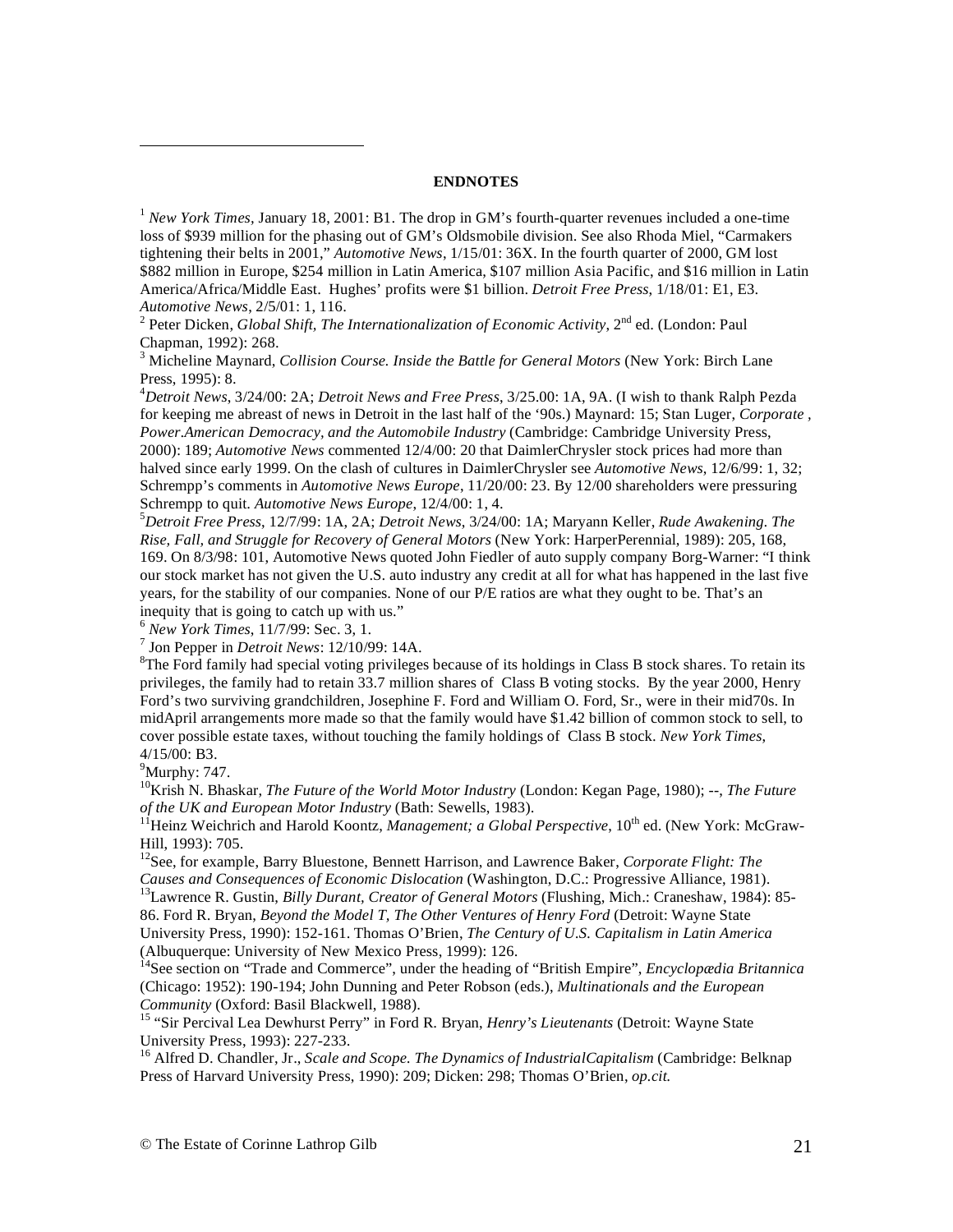**ENDNOTES**

[1] *New York Times*, January 18, 2001: B1. The drop in GM's fourth-quarter revenues included a one-time loss of $939 million for the phasing out of GM's Oldsmobile division. See also Rhoda Miel, "Carmakers tightening their belts in 2001," *Automotive News*, 1/15/01: 36X. In the fourth quarter of 2000, GM lost $882 million in Europe, $254 million in Latin America, $107 million Asia Pacific, and $16 million in Latin America/Africa/Middle East. Hughes' profits were $1 billion. *Detroit Free Press*, 1/18/01: E1, E3. *Automotive News*, 2/5/01: 1, 116.

[2] Peter Dicken, *Global Shift, The Internationalization of Economic Activity*, 2nd ed. (London: Paul Chapman, 1992): 268.

[3] Micheline Maynard, *Collision Course. Inside the Battle for General Motors* (New York: Birch Lane Press, 1995): 8.

[4] *Detroit News*, 3/24/00: 2A; *Detroit News and Free Press*, 3/25.00: 1A, 9A. (I wish to thank Ralph Pezda for keeping me abreast of news in Detroit in the last half of the '90s.) Maynard: 15; Stan Luger, *Corporate , Power.American Democracy, and the Automobile Industry* (Cambridge: Cambridge University Press, 2000): 189; *Automotive News* commented 12/4/00: 20 that DaimlerChrysler stock prices had more than halved since early 1999. On the clash of cultures in DaimlerChrysler see *Automotive News*, 12/6/99: 1, 32; Schrempp's comments in *Automotive News Europe*, 11/20/00: 23. By 12/00 shareholders were pressuring Schrempp to quit. *Automotive News Europe*, 12/4/00: 1, 4.

[5] *Detroit Free Press*, 12/7/99: 1A, 2A; *Detroit News*, 3/24/00: 1A; Maryann Keller, *Rude Awakening. The Rise, Fall, and Struggle for Recovery of General Motors* (New York: HarperPerennial, 1989): 205, 168, 169. On 8/3/98: 101, Automotive News quoted John Fiedler of auto supply company Borg-Warner: "I think our stock market has not given the U.S. auto industry any credit at all for what has happened in the last five years, for the stability of our companies. None of our P/E ratios are what they ought to be. That's an inequity that is going to catch up with us."

[6] *New York Times*, 11/7/99: Sec. 3, 1.

[7] Jon Pepper in *Detroit News*: 12/10/99: 14A.

[8] The Ford family had special voting privileges because of its holdings in Class B stock shares. To retain its privileges, the family had to retain 33.7 million shares of Class B voting stocks. By the year 2000, Henry Ford's two surviving grandchildren, Josephine F. Ford and William O. Ford, Sr., were in their mid70s. In midApril arrangements more made so that the family would have $1.42 billion of common stock to sell, to cover possible estate taxes, without touching the family holdings of Class B stock. *New York Times*, 4/15/00: B3.

[9] Murphy: 747.

[10] Krish N. Bhaskar, *The Future of the World Motor Industry* (London: Kegan Page, 1980); --, *The Future of the UK and European Motor Industry* (Bath: Sewells, 1983).

[11] Heinz Weichrich and Harold Koontz, *Management; a Global Perspective*, 10th ed. (New York: McGraw-Hill, 1993): 705.

[12] See, for example, Barry Bluestone, Bennett Harrison, and Lawrence Baker, *Corporate Flight: The Causes and Consequences of Economic Dislocation* (Washington, D.C.: Progressive Alliance, 1981).

[13] Lawrence R. Gustin, *Billy Durant, Creator of General Motors* (Flushing, Mich.: Craneshaw, 1984): 85-86. Ford R. Bryan, *Beyond the Model T, The Other Ventures of Henry Ford* (Detroit: Wayne State University Press, 1990): 152-161. Thomas O'Brien, *The Century of U.S. Capitalism in Latin America* (Albuquerque: University of New Mexico Press, 1999): 126.

[14] See section on "Trade and Commerce", under the heading of "British Empire", *Encyclopædia Britannica* (Chicago: 1952): 190-194; John Dunning and Peter Robson (eds.), *Multinationals and the European Community* (Oxford: Basil Blackwell, 1988).

[15] "Sir Percival Lea Dewhurst Perry" in Ford R. Bryan, *Henry's Lieutenants* (Detroit: Wayne State University Press, 1993): 227-233.

[16] Alfred D. Chandler, Jr., *Scale and Scope. The Dynamics of IndustrialCapitalism* (Cambridge: Belknap Press of Harvard University Press, 1990): 209; Dicken: 298; Thomas O'Brien, *op.cit.*

© The Estate of Corinne Lathrop Gilb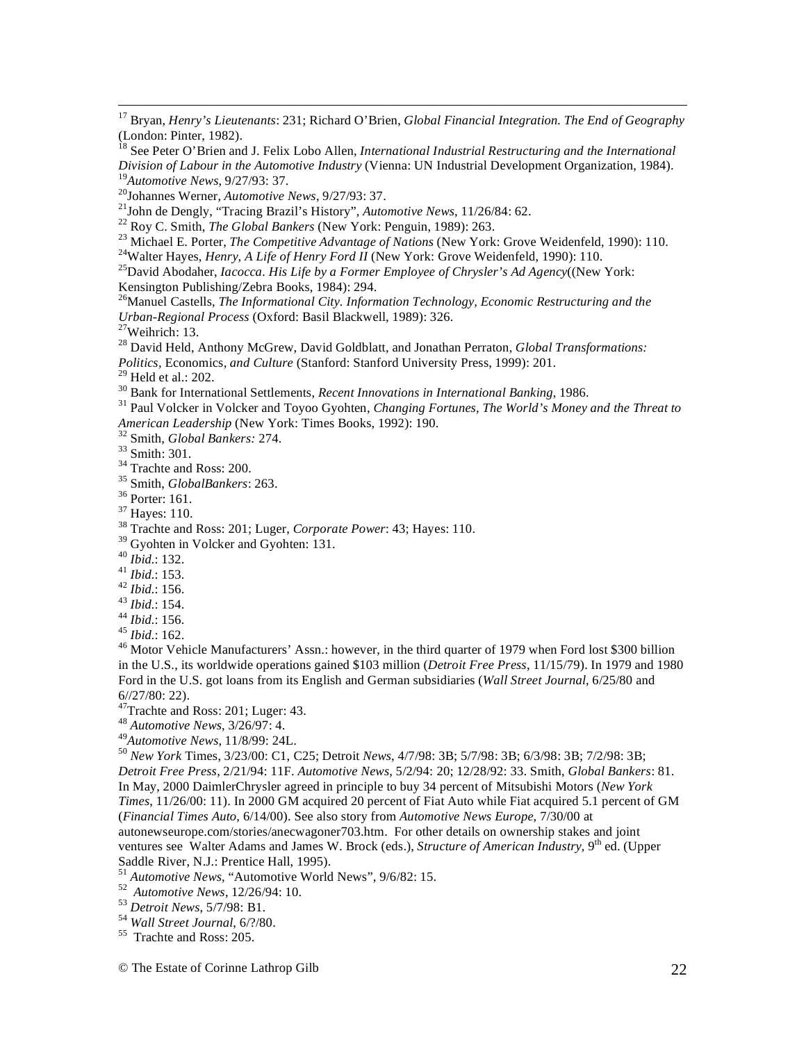[17] Bryan, *Henry's Lieutenants*: 231; Richard O'Brien, *Global Financial Integration. The End of Geography* (London: Pinter, 1982).

[18] See Peter O'Brien and J. Felix Lobo Allen, *International Industrial Restructuring and the International Division of Labour in the Automotive Industry* (Vienna: UN Industrial Development Organization, 1984).

[19] *Automotive News*, 9/27/93: 37.

[20] Johannes Werner, *Automotive News*, 9/27/93: 37.

[21] John de Dengly, "Tracing Brazil's History", *Automotive News*, 11/26/84: 62.

[22] Roy C. Smith, *The Global Bankers* (New York: Penguin, 1989): 263.

[23] Michael E. Porter, *The Competitive Advantage of Nations* (New York: Grove Weidenfeld, 1990): 110.

[24] Walter Hayes, *Henry, A Life of Henry Ford II* (New York: Grove Weidenfeld, 1990): 110.

[25] David Abodaher, *Iacocca. His Life by a Former Employee of Chrysler's Ad Agency*((New York: Kensington Publishing/Zebra Books, 1984): 294.

[26] Manuel Castells, *The Informational City. Information Technology, Economic Restructuring and the Urban-Regional Process* (Oxford: Basil Blackwell, 1989): 326.

[27] Weihrich: 13.

[28] David Held, Anthony McGrew, David Goldblatt, and Jonathan Perraton, *Global Transformations: Politics*, Economics, *and Culture* (Stanford: Stanford University Press, 1999): 201.

[29] Held et al.: 202.

[30] Bank for International Settlements, *Recent Innovations in International Banking*, 1986.

[31] Paul Volcker in Volcker and Toyoo Gyohten, *Changing Fortunes, The World's Money and the Threat to American Leadership* (New York: Times Books, 1992): 190.

[32] Smith, *Global Bankers:* 274.

[33] Smith: 301.

[34] Trachte and Ross: 200.

[35] Smith, *GlobalBankers*: 263.

[36] Porter: 161.

[37] Hayes: 110.

[38] Trachte and Ross: 201; Luger, *Corporate Power*: 43; Hayes: 110.

[39] Gyohten in Volcker and Gyohten: 131.

[40] *Ibid.*: 132.

[41] *Ibid.*: 153.

[42] *Ibid.*: 156.

[43] *Ibid.*: 154.

[44] *Ibid.*: 156.

[45] *Ibid.*: 162.

[46] Motor Vehicle Manufacturers' Assn.: however, in the third quarter of 1979 when Ford lost $300 billion in the U.S., its worldwide operations gained $103 million (*Detroit Free Press*, 11/15/79). In 1979 and 1980 Ford in the U.S. got loans from its English and German subsidiaries (*Wall Street Journal*, 6/25/80 and 6//27/80: 22).

[47] Trachte and Ross: 201; Luger: 43.

[48] *Automotive News*, 3/26/97: 4.

[49] *Automotive News*, 11/8/99: 24L.

[50] *New York* Times, 3/23/00: C1, C25; Detroit *News*, 4/7/98: 3B; 5/7/98: 3B; 6/3/98: 3B; 7/2/98: 3B; *Detroit Free Press*, 2/21/94: 11F. *Automotive News*, 5/2/94: 20; 12/28/92: 33. Smith, *Global Bankers*: 81. In May, 2000 DaimlerChrysler agreed in principle to buy 34 percent of Mitsubishi Motors (*New York Times*, 11/26/00: 11). In 2000 GM acquired 20 percent of Fiat Auto while Fiat acquired 5.1 percent of GM (*Financial Times Auto*, 6/14/00). See also story from *Automotive News Europe*, 7/30/00 at autonewseurope.com/stories/anecwagoner703.htm. For other details on ownership stakes and joint ventures see Walter Adams and James W. Brock (eds.), *Structure of American Industry*, 9th ed. (Upper Saddle River, N.J.: Prentice Hall, 1995).

[51] *Automotive News*, "Automotive World News", 9/6/82: 15.

[52] *Automotive News*, 12/26/94: 10.

[53] *Detroit News*, 5/7/98: B1.

[54] *Wall Street Journal*, 6/?/80.

[55] Trachte and Ross: 205.

© The Estate of Corinne Lathrop Gilb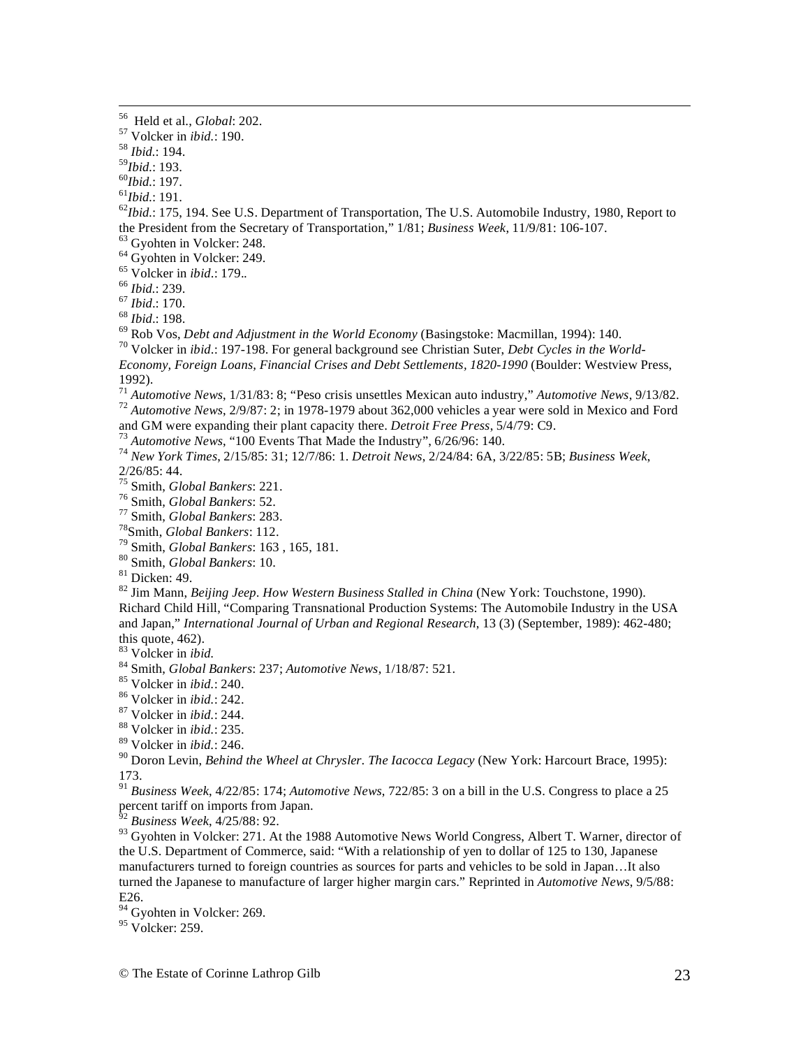[56] Held et al., *Global*: 202.
[57] Volcker in *ibid.*: 190.
[58] *Ibid.*: 194.
[59] *Ibid.*: 193.
[60] *Ibid.*: 197.
[61] *Ibid.*: 191.
[62] *Ibid.*: 175, 194. See U.S. Department of Transportation, The U.S. Automobile Industry, 1980, Report to the President from the Secretary of Transportation," 1/81; *Business Week*, 11/9/81: 106-107.
[63] Gyohten in Volcker: 248.
[64] Gyohten in Volcker: 249.
[65] Volcker in *ibid.*: 179..
[66] *Ibid.*: 239.
[67] *Ibid.*: 170.
[68] *Ibid.*: 198.
[69] Rob Vos, *Debt and Adjustment in the World Economy* (Basingstoke: Macmillan, 1994): 140.
[70] Volcker in *ibid.*: 197-198. For general background see Christian Suter, *Debt Cycles in the World-Economy, Foreign Loans, Financial Crises and Debt Settlements, 1820-1990* (Boulder: Westview Press, 1992).
[71] *Automotive News*, 1/31/83: 8; "Peso crisis unsettles Mexican auto industry," *Automotive News*, 9/13/82.
[72] *Automotive News*, 2/9/87: 2; in 1978-1979 about 362,000 vehicles a year were sold in Mexico and Ford and GM were expanding their plant capacity there. *Detroit Free Press*, 5/4/79: C9.
[73] *Automotive News*, "100 Events That Made the Industry", 6/26/96: 140.
[74] *New York Times*, 2/15/85: 31; 12/7/86: 1. *Detroit News*, 2/24/84: 6A, 3/22/85: 5B; *Business Week*, 2/26/85: 44.
[75] Smith, *Global Bankers*: 221.
[76] Smith, *Global Bankers*: 52.
[77] Smith, *Global Bankers*: 283.
[78] Smith, *Global Bankers*: 112.
[79] Smith, *Global Bankers*: 163 , 165, 181.
[80] Smith, *Global Bankers*: 10.
[81] Dicken: 49.
[82] Jim Mann, *Beijing Jeep. How Western Business Stalled in China* (New York: Touchstone, 1990). Richard Child Hill, "Comparing Transnational Production Systems: The Automobile Industry in the USA and Japan," *International Journal of Urban and Regional Research*, 13 (3) (September, 1989): 462-480; this quote, 462).
[83] Volcker in *ibid.*
[84] Smith, *Global Bankers*: 237; *Automotive News*, 1/18/87: 521.
[85] Volcker in *ibid.*: 240.
[86] Volcker in *ibid.*: 242.
[87] Volcker in *ibid.*: 244.
[88] Volcker in *ibid.*: 235.
[89] Volcker in *ibid.*: 246.
[90] Doron Levin, *Behind the Wheel at Chrysler. The Iacocca Legacy* (New York: Harcourt Brace, 1995): 173.
[91] *Business Week*, 4/22/85: 174; *Automotive News*, 722/85: 3 on a bill in the U.S. Congress to place a 25 percent tariff on imports from Japan.
[92] *Business Week*, 4/25/88: 92.
[93] Gyohten in Volcker: 271. At the 1988 Automotive News World Congress, Albert T. Warner, director of the U.S. Department of Commerce, said: "With a relationship of yen to dollar of 125 to 130, Japanese manufacturers turned to foreign countries as sources for parts and vehicles to be sold in Japan…It also turned the Japanese to manufacture of larger higher margin cars." Reprinted in *Automotive News*, 9/5/88: E26.
[94] Gyohten in Volcker: 269.
[95] Volcker: 259.

© The Estate of Corinne Lathrop Gilb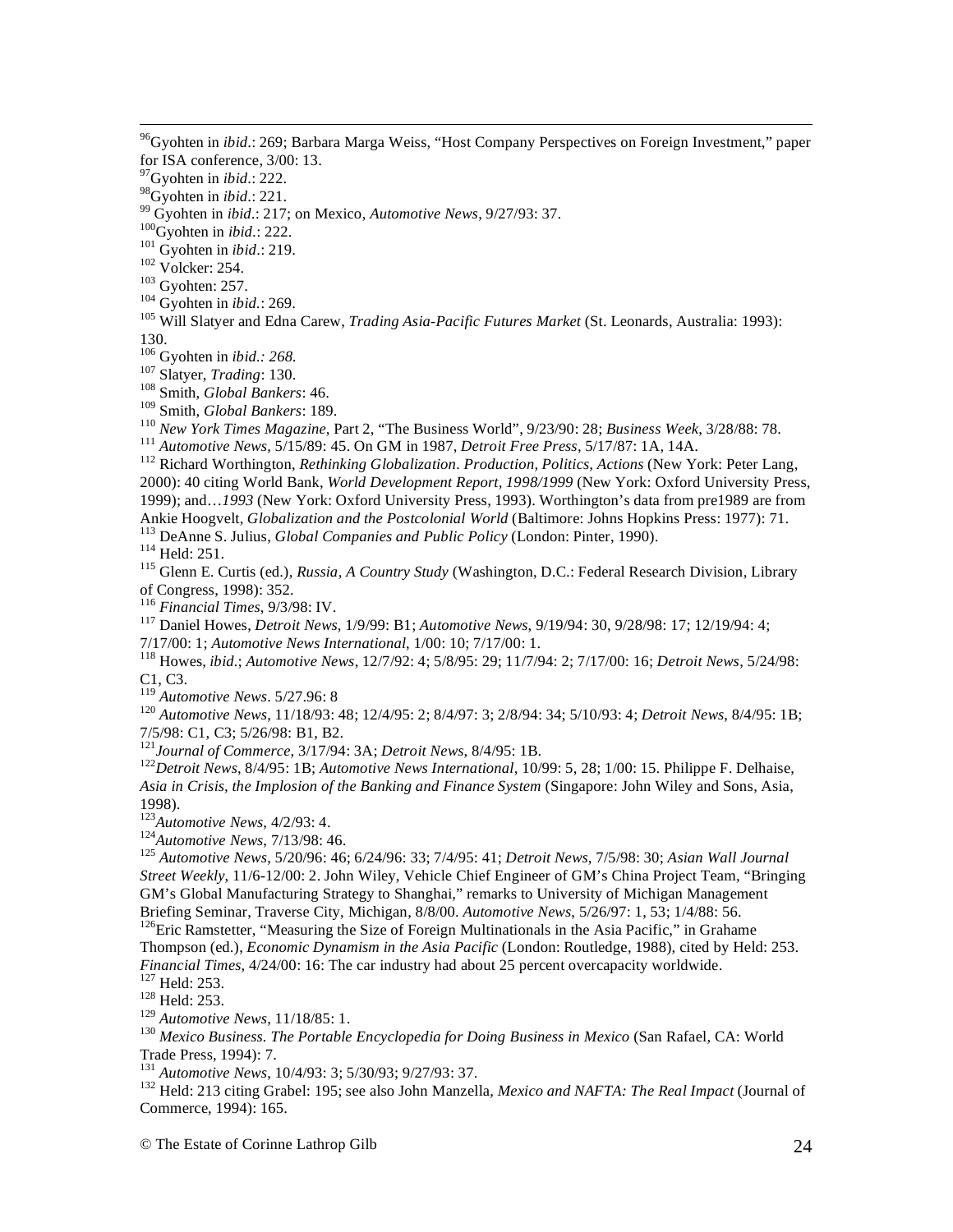[96]Gyohten in *ibid*.: 269; Barbara Marga Weiss, "Host Company Perspectives on Foreign Investment," paper for ISA conference, 3/00: 13.

[97]Gyohten in *ibid*.: 222.

[98]Gyohten in *ibid*.: 221.

[99] Gyohten in *ibid*.: 217; on Mexico, *Automotive News*, 9/27/93: 37.

[100]Gyohten in *ibid*.: 222.

[101] Gyohten in *ibid*.: 219.

[102] Volcker: 254.

[103] Gyohten: 257.

[104] Gyohten in *ibid*.: 269.

[105] Will Slatyer and Edna Carew, *Trading Asia-Pacific Futures Market* (St. Leonards, Australia: 1993): 130.

[106] Gyohten in *ibid*.*: 268.*

[107] Slatyer, *Trading*: 130.

[108] Smith, *Global Bankers*: 46.

[109] Smith, *Global Bankers*: 189.

[110] *New York Times Magazine*, Part 2, "The Business World", 9/23/90: 28; *Business Week*, 3/28/88: 78.

[111] *Automotive News*, 5/15/89: 45. On GM in 1987, *Detroit Free Press*, 5/17/87: 1A, 14A.

[112] Richard Worthington, *Rethinking Globalization. Production, Politics, Actions* (New York: Peter Lang, 2000): 40 citing World Bank, *World Development Report, 1998/1999* (New York: Oxford University Press, 1999); and…*1993* (New York: Oxford University Press, 1993). Worthington's data from pre1989 are from Ankie Hoogvelt, *Globalization and the Postcolonial World* (Baltimore: Johns Hopkins Press: 1977): 71.

[113] DeAnne S. Julius, *Global Companies and Public Policy* (London: Pinter, 1990).

[114] Held: 251.

[115] Glenn E. Curtis (ed.), *Russia, A Country Study* (Washington, D.C.: Federal Research Division, Library of Congress, 1998): 352.

[116] *Financial Times*, 9/3/98: IV.

[117] Daniel Howes, *Detroit News*, 1/9/99: B1; *Automotive News*, 9/19/94: 30, 9/28/98: 17; 12/19/94: 4; 7/17/00: 1; *Automotive News International*, 1/00: 10; 7/17/00: 1.

[118] Howes, *ibid*.; *Automotive News*, 12/7/92: 4; 5/8/95: 29; 11/7/94: 2; 7/17/00: 16; *Detroit News*, 5/24/98: C1, C3.

[119] *Automotive News*. 5/27.96: 8

[120] *Automotive News*, 11/18/93: 48; 12/4/95: 2; 8/4/97: 3; 2/8/94: 34; 5/10/93: 4; *Detroit News*, 8/4/95: 1B; 7/5/98: C1, C3; 5/26/98: B1, B2.

[121]*Journal of Commerce*, 3/17/94: 3A; *Detroit News*, 8/4/95: 1B.

[122]*Detroit News*, 8/4/95: 1B; *Automotive News International*, 10/99: 5, 28; 1/00: 15. Philippe F. Delhaise, *Asia in Crisis, the Implosion of the Banking and Finance System* (Singapore: John Wiley and Sons, Asia, 1998).

[123]*Automotive News*, 4/2/93: 4.

[124]*Automotive News*, 7/13/98: 46.

[125] *Automotive News*, 5/20/96: 46; 6/24/96: 33; 7/4/95: 41; *Detroit News*, 7/5/98: 30; *Asian Wall Journal Street Weekly*, 11/6-12/00: 2. John Wiley, Vehicle Chief Engineer of GM's China Project Team, "Bringing GM's Global Manufacturing Strategy to Shanghai," remarks to University of Michigan Management Briefing Seminar, Traverse City, Michigan, 8/8/00. *Automotive News*, 5/26/97: 1, 53; 1/4/88: 56.

[126]Eric Ramstetter, "Measuring the Size of Foreign Multinationals in the Asia Pacific," in Grahame Thompson (ed.), *Economic Dynamism in the Asia Pacific* (London: Routledge, 1988), cited by Held: 253. *Financial Times*, 4/24/00: 16: The car industry had about 25 percent overcapacity worldwide.

[127] Held: 253.

[128] Held: 253.

[129] *Automotive News*, 11/18/85: 1.

[130] *Mexico Business. The Portable Encyclopedia for Doing Business in Mexico* (San Rafael, CA: World Trade Press, 1994): 7.

[131] *Automotive News*, 10/4/93: 3; 5/30/93; 9/27/93: 37.

[132] Held: 213 citing Grabel: 195; see also John Manzella, *Mexico and NAFTA: The Real Impact* (Journal of Commerce, 1994): 165.

© The Estate of Corinne Lathrop Gilb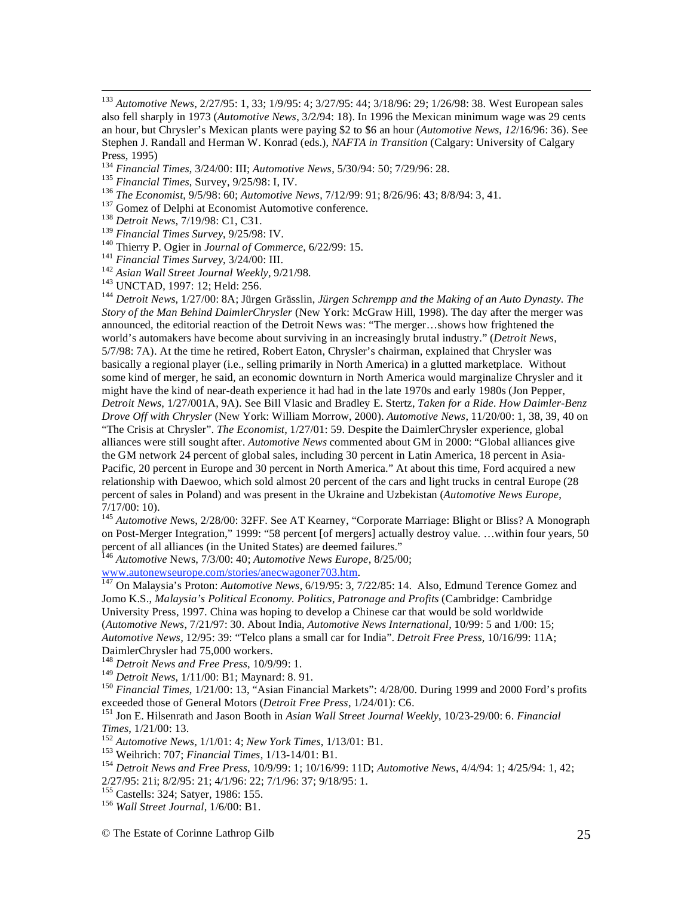[133] *Automotive News*, 2/27/95: 1, 33; 1/9/95: 4; 3/27/95: 44; 3/18/96: 29; 1/26/98: 38. West European sales also fell sharply in 1973 (*Automotive News*, 3/2/94: 18). In 1996 the Mexican minimum wage was 29 cents an hour, but Chrysler's Mexican plants were paying $2 to $6 an hour (*Automotive News*, *12*/16/96: 36). See Stephen J. Randall and Herman W. Konrad (eds.), *NAFTA in Transition* (Calgary: University of Calgary Press, 1995)

[134] *Financial Times*, 3/24/00: III; *Automotive News*, 5/30/94: 50; 7/29/96: 28.

[135] *Financial Times*, Survey, 9/25/98: I, IV.

[136] *The Economist*, 9/5/98: 60; *Automotive News*, 7/12/99: 91; 8/26/96: 43; 8/8/94: 3, 41.

[137] Gomez of Delphi at Economist Automotive conference.

[138] *Detroit News*, 7/19/98: C1, C31.

[139] *Financial Times Survey*, 9/25/98: IV.

[140] Thierry P. Ogier in *Journal of Commerce*, 6/22/99: 15.

[141] *Financial Times Survey*, 3/24/00: III.

[142] *Asian Wall Street Journal Weekly*, 9/21/98.

[143] UNCTAD, 1997: 12; Held: 256.

[144] *Detroit News*, 1/27/00: 8A; Jürgen Grässlin, *Jürgen Schrempp and the Making of an Auto Dynasty. The Story of the Man Behind DaimlerChrysler* (New York: McGraw Hill, 1998). The day after the merger was announced, the editorial reaction of the Detroit News was: "The merger…shows how frightened the world's automakers have become about surviving in an increasingly brutal industry." (*Detroit News*, 5/7/98: 7A). At the time he retired, Robert Eaton, Chrysler's chairman, explained that Chrysler was basically a regional player (i.e., selling primarily in North America) in a glutted marketplace. Without some kind of merger, he said, an economic downturn in North America would marginalize Chrysler and it might have the kind of near-death experience it had had in the late 1970s and early 1980s (Jon Pepper, *Detroit News*, 1/27/001A, 9A). See Bill Vlasic and Bradley E. Stertz, *Taken for a Ride. How Daimler-Benz Drove Off with Chrysler* (New York: William Morrow, 2000). *Automotive News*, 11/20/00: 1, 38, 39, 40 on "The Crisis at Chrysler". *The Economist*, 1/27/01: 59. Despite the DaimlerChrysler experience, global alliances were still sought after. *Automotive News* commented about GM in 2000: "Global alliances give the GM network 24 percent of global sales, including 30 percent in Latin America, 18 percent in Asia-Pacific, 20 percent in Europe and 30 percent in North America." At about this time, Ford acquired a new relationship with Daewoo, which sold almost 20 percent of the cars and light trucks in central Europe (28 percent of sales in Poland) and was present in the Ukraine and Uzbekistan (*Automotive News Europe*, 7/17/00: 10).

[145] *Automotive N*ews, 2/28/00: 32FF. See AT Kearney, "Corporate Marriage: Blight or Bliss? A Monograph on Post-Merger Integration," 1999: "58 percent [of mergers] actually destroy value. …within four years, 50 percent of all alliances (in the United States) are deemed failures."

[146] *Automotive* News, 7/3/00: 40; *Automotive News Europe*, 8/25/00; www.autonewseurope.com/stories/anecwagoner703.htm.

[147] On Malaysia's Proton: *Automotive News*, 6/19/95: 3, 7/22/85: 14. Also, Edmund Terence Gomez and Jomo K.S., *Malaysia's Political Economy. Politics, Patronage and Profits* (Cambridge: Cambridge University Press, 1997. China was hoping to develop a Chinese car that would be sold worldwide (*Automotive News*, 7/21/97: 30. About India, *Automotive News International*, 10/99: 5 and 1/00: 15; *Automotive News*, 12/95: 39: "Telco plans a small car for India". *Detroit Free Press*, 10/16/99: 11A; DaimlerChrysler had 75,000 workers.

[148] *Detroit News and Free Press*, 10/9/99: 1.

[149] *Detroit News*, 1/11/00: B1; Maynard: 8. 91.

[150] *Financial Times*, 1/21/00: 13, "Asian Financial Markets": 4/28/00. During 1999 and 2000 Ford's profits exceeded those of General Motors (*Detroit Free Press*, 1/24/01): C6.

[151] Jon E. Hilsenrath and Jason Booth in *Asian Wall Street Journal Weekly*, 10/23-29/00: 6. *Financial Times*, 1/21/00: 13.

[152] *Automotive News*, 1/1/01: 4; *New York Times*, 1/13/01: B1.

[153] Weihrich: 707; *Financial Times*, 1/13-14/01: B1.

[154] *Detroit News and Free Press*, 10/9/99: 1; 10/16/99: 11D; *Automotive News*, 4/4/94: 1; 4/25/94: 1, 42; 2/27/95: 21i; 8/2/95: 21; 4/1/96: 22; 7/1/96: 37; 9/18/95: 1.

[155] Castells: 324; Satyer, 1986: 155.

[156] *Wall Street Journal*, 1/6/00: B1.

© The Estate of Corinne Lathrop Gilb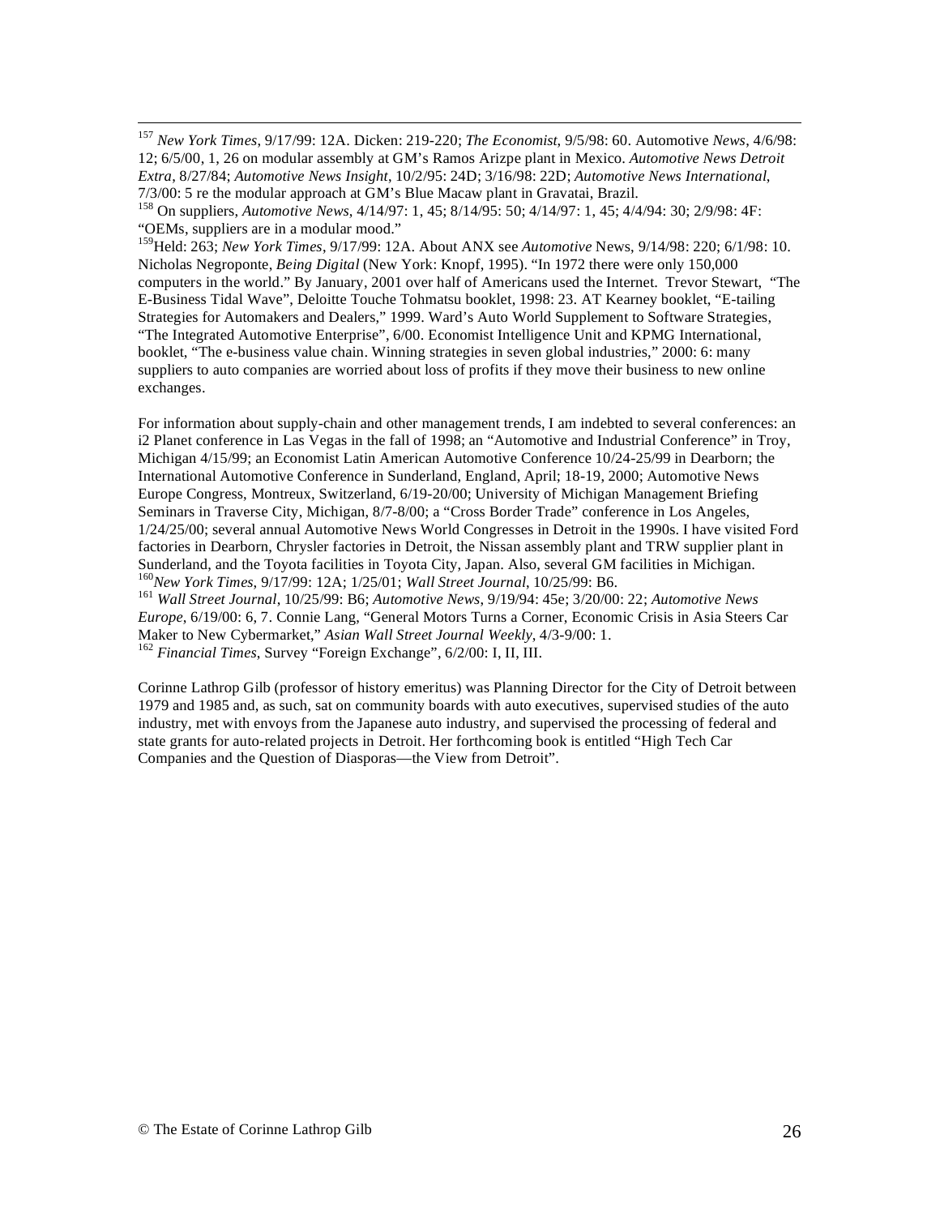[157] *New York Times*, 9/17/99: 12A. Dicken: 219-220; *The Economist*, 9/5/98: 60. Automotive *News*, 4/6/98: 12; 6/5/00, 1, 26 on modular assembly at GM's Ramos Arizpe plant in Mexico. *Automotive News Detroit Extra*, 8/27/84; *Automotive News Insight*, 10/2/95: 24D; 3/16/98: 22D; *Automotive News International*, 7/3/00: 5 re the modular approach at GM's Blue Macaw plant in Gravatai, Brazil.

[158] On suppliers, *Automotive News*, 4/14/97: 1, 45; 8/14/95: 50; 4/14/97: 1, 45; 4/4/94: 30; 2/9/98: 4F: "OEMs, suppliers are in a modular mood."

[159] Held: 263; *New York Times*, 9/17/99: 12A. About ANX see *Automotive* News, 9/14/98: 220; 6/1/98: 10. Nicholas Negroponte, *Being Digital* (New York: Knopf, 1995). "In 1972 there were only 150,000 computers in the world." By January, 2001 over half of Americans used the Internet. Trevor Stewart, "The E-Business Tidal Wave", Deloitte Touche Tohmatsu booklet, 1998: 23. AT Kearney booklet, "E-tailing Strategies for Automakers and Dealers," 1999. Ward's Auto World Supplement to Software Strategies, "The Integrated Automotive Enterprise", 6/00. Economist Intelligence Unit and KPMG International, booklet, "The e-business value chain. Winning strategies in seven global industries," 2000: 6: many suppliers to auto companies are worried about loss of profits if they move their business to new online exchanges.

For information about supply-chain and other management trends, I am indebted to several conferences: an i2 Planet conference in Las Vegas in the fall of 1998; an "Automotive and Industrial Conference" in Troy, Michigan 4/15/99; an Economist Latin American Automotive Conference 10/24-25/99 in Dearborn; the International Automotive Conference in Sunderland, England, April; 18-19, 2000; Automotive News Europe Congress, Montreux, Switzerland, 6/19-20/00; University of Michigan Management Briefing Seminars in Traverse City, Michigan, 8/7-8/00; a "Cross Border Trade" conference in Los Angeles, 1/24/25/00; several annual Automotive News World Congresses in Detroit in the 1990s. I have visited Ford factories in Dearborn, Chrysler factories in Detroit, the Nissan assembly plant and TRW supplier plant in Sunderland, and the Toyota facilities in Toyota City, Japan. Also, several GM facilities in Michigan.

[160] *New York Times*, 9/17/99: 12A; 1/25/01; *Wall Street Journal*, 10/25/99: B6.

[161] *Wall Street Journal*, 10/25/99: B6; *Automotive News*, 9/19/94: 45e; 3/20/00: 22; *Automotive News Europe*, 6/19/00: 6, 7. Connie Lang, "General Motors Turns a Corner, Economic Crisis in Asia Steers Car Maker to New Cybermarket," *Asian Wall Street Journal Weekly*, 4/3-9/00: 1.

[162] *Financial Times*, Survey "Foreign Exchange", 6/2/00: I, II, III.

Corinne Lathrop Gilb (professor of history emeritus) was Planning Director for the City of Detroit between 1979 and 1985 and, as such, sat on community boards with auto executives, supervised studies of the auto industry, met with envoys from the Japanese auto industry, and supervised the processing of federal and state grants for auto-related projects in Detroit. Her forthcoming book is entitled "High Tech Car Companies and the Question of Diasporas—the View from Detroit".

© The Estate of Corinne Lathrop Gilb